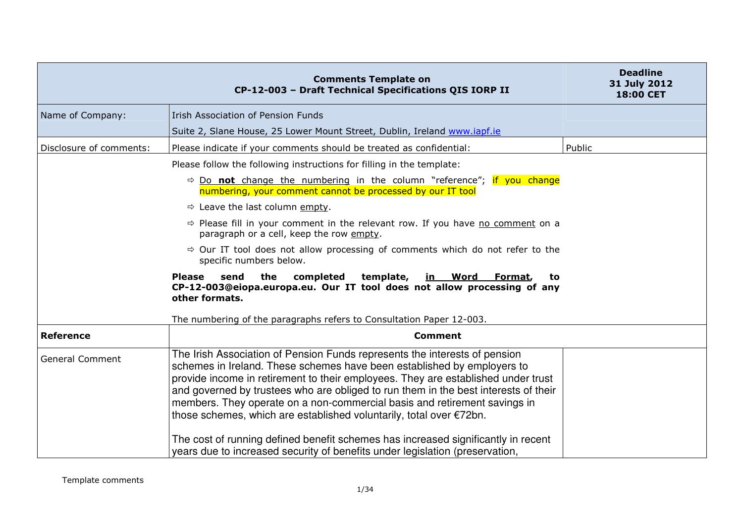| Comments Template on CP-12-003 – Draft Technical Specifications QIS IORP II | | Deadline 31 July 2012 18:00 CET |
|---|---|---|
| Name of Company: | Irish Association of Pension Funds<br>Suite 2, Slane House, 25 Lower Mount Street, Dublin, Ireland www.iapf.ie | |
| Disclosure of comments: | Please indicate if your comments should be treated as confidential: | Public |
| | Please follow the following instructions for filling in the template:<br>⇨ Do **not** change the numbering in the column "reference"; if you change numbering, your comment cannot be processed by our IT tool<br>⇨ Leave the last column empty.<br>⇨ Please fill in your comment in the relevant row. If you have no comment on a paragraph or a cell, keep the row empty.<br>⇨ Our IT tool does not allow processing of comments which do not refer to the specific numbers below.<br>**Please send the completed template, in Word Format, to CP-12-003@eiopa.europa.eu. Our IT tool does not allow processing of any other formats.**<br>The numbering of the paragraphs refers to Consultation Paper 12-003. | |
| **Reference** | **Comment** | |
| General Comment | The Irish Association of Pension Funds represents the interests of pension schemes in Ireland. These schemes have been established by employers to provide income in retirement to their employees. They are established under trust and governed by trustees who are obliged to run them in the best interests of their members. They operate on a non-commercial basis and retirement savings in those schemes, which are established voluntarily, total over €72bn.<br><br>The cost of running defined benefit schemes has increased significantly in recent years due to increased security of benefits under legislation (preservation, | |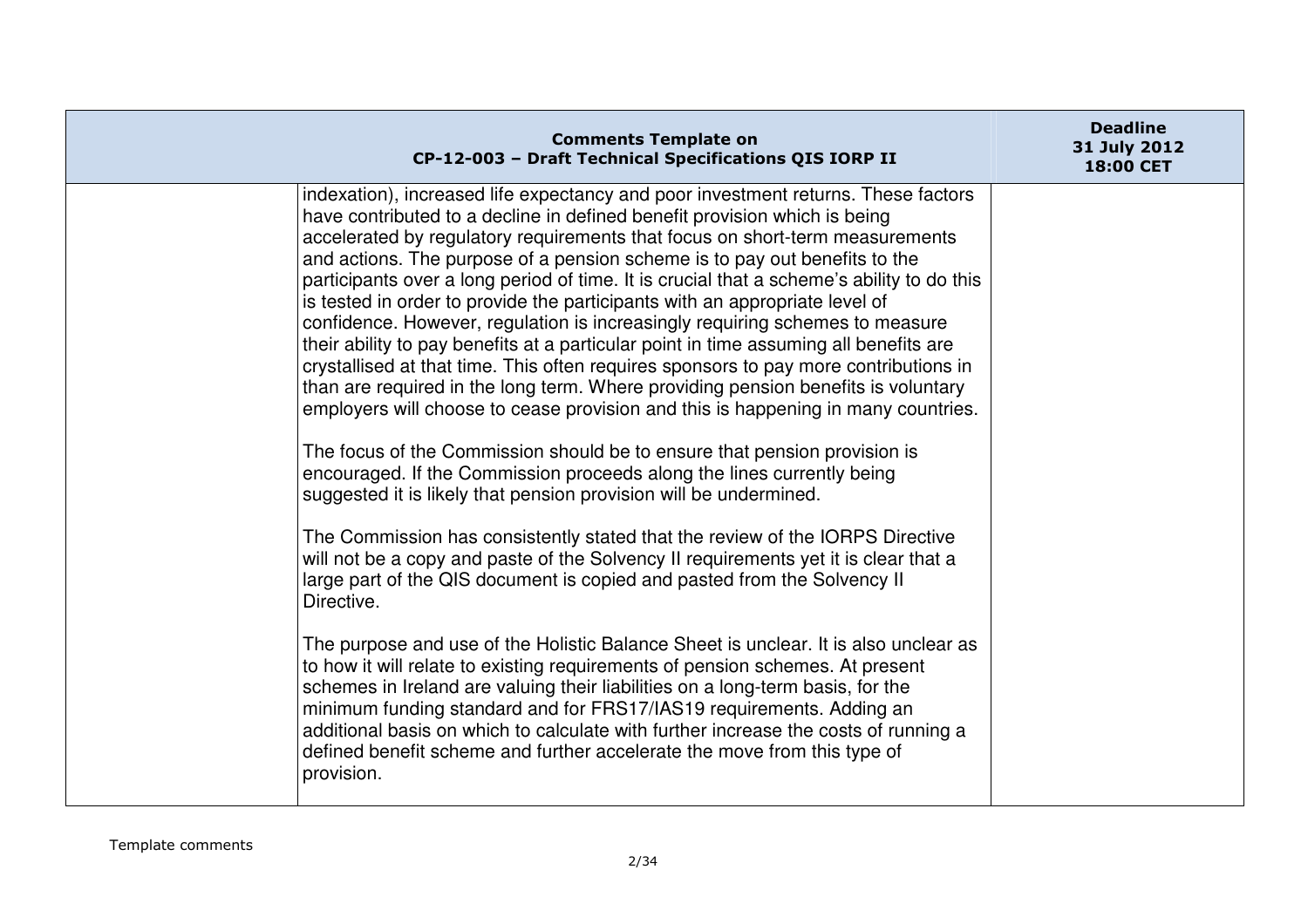| Comments Template on CP-12-003 – Draft Technical Specifications QIS IORP II | | Deadline 31 July 2012 18:00 CET |
|---|---|---|
| | indexation), increased life expectancy and poor investment returns. These factors have contributed to a decline in defined benefit provision which is being accelerated by regulatory requirements that focus on short-term measurements and actions. The purpose of a pension scheme is to pay out benefits to the participants over a long period of time. It is crucial that a scheme's ability to do this is tested in order to provide the participants with an appropriate level of confidence. However, regulation is increasingly requiring schemes to measure their ability to pay benefits at a particular point in time assuming all benefits are crystallised at that time. This often requires sponsors to pay more contributions in than are required in the long term. Where providing pension benefits is voluntary employers will choose to cease provision and this is happening in many countries.<br><br>The focus of the Commission should be to ensure that pension provision is encouraged. If the Commission proceeds along the lines currently being suggested it is likely that pension provision will be undermined.<br><br>The Commission has consistently stated that the review of the IORPS Directive will not be a copy and paste of the Solvency II requirements yet it is clear that a large part of the QIS document is copied and pasted from the Solvency II Directive.<br><br>The purpose and use of the Holistic Balance Sheet is unclear. It is also unclear as to how it will relate to existing requirements of pension schemes. At present schemes in Ireland are valuing their liabilities on a long-term basis, for the minimum funding standard and for FRS17/IAS19 requirements. Adding an additional basis on which to calculate with further increase the costs of running a defined benefit scheme and further accelerate the move from this type of provision. | |

Template comments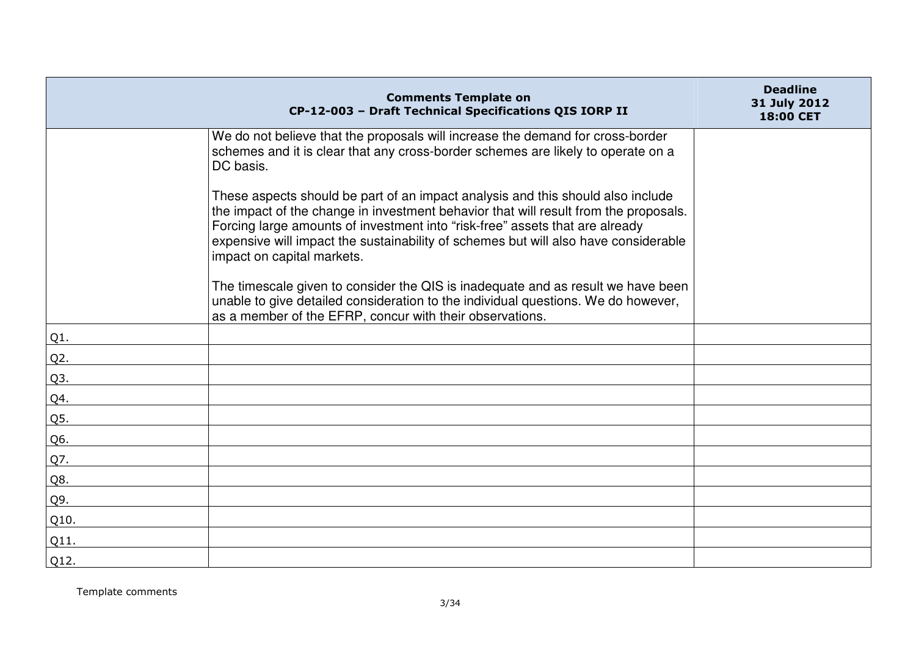| Comments Template on CP-12-003 – Draft Technical Specifications QIS IORP II | | Deadline 31 July 2012 18:00 CET |
|---|---|---|
| | We do not believe that the proposals will increase the demand for cross-border schemes and it is clear that any cross-border schemes are likely to operate on a DC basis.<br><br>These aspects should be part of an impact analysis and this should also include the impact of the change in investment behavior that will result from the proposals. Forcing large amounts of investment into "risk-free" assets that are already expensive will impact the sustainability of schemes but will also have considerable impact on capital markets.<br><br>The timescale given to consider the QIS is inadequate and as result we have been unable to give detailed consideration to the individual questions. We do however, as a member of the EFRP, concur with their observations. | |
| Q1. | | |
| Q2. | | |
| Q3. | | |
| Q4. | | |
| Q5. | | |
| Q6. | | |
| Q7. | | |
| Q8. | | |
| Q9. | | |
| Q10. | | |
| Q11. | | |
| Q12. | | |

Template comments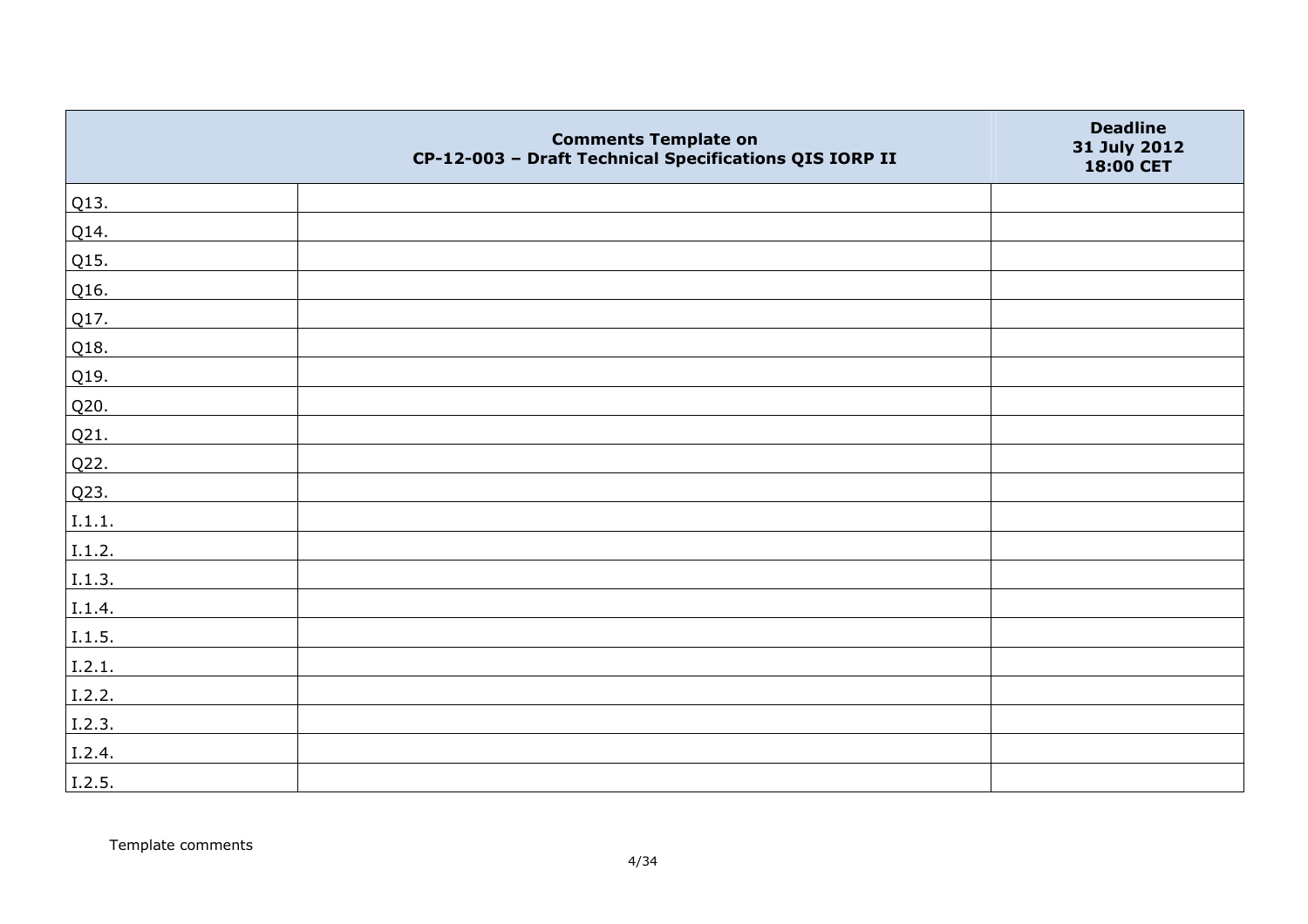| | Comments Template on CP-12-003 – Draft Technical Specifications QIS IORP II | Deadline 31 July 2012 18:00 CET |
|---|---|---|
| Q13. | | |
| Q14. | | |
| Q15. | | |
| Q16. | | |
| Q17. | | |
| Q18. | | |
| Q19. | | |
| Q20. | | |
| Q21. | | |
| Q22. | | |
| Q23. | | |
| I.1.1. | | |
| I.1.2. | | |
| I.1.3. | | |
| I.1.4. | | |
| I.1.5. | | |
| I.2.1. | | |
| I.2.2. | | |
| I.2.3. | | |
| I.2.4. | | |
| I.2.5. | | |

Template comments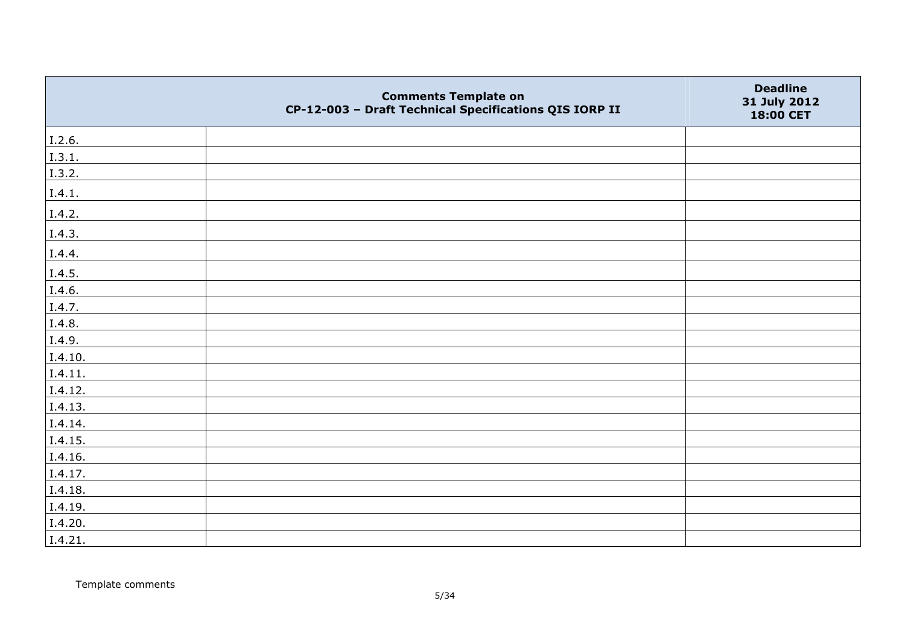| Comments Template on CP-12-003 – Draft Technical Specifications QIS IORP II | | Deadline 31 July 2012 18:00 CET |
|---|---|---|
| I.2.6. | | |
| I.3.1. | | |
| I.3.2. | | |
| I.4.1. | | |
| I.4.2. | | |
| I.4.3. | | |
| I.4.4. | | |
| I.4.5. | | |
| I.4.6. | | |
| I.4.7. | | |
| I.4.8. | | |
| I.4.9. | | |
| I.4.10. | | |
| I.4.11. | | |
| I.4.12. | | |
| I.4.13. | | |
| I.4.14. | | |
| I.4.15. | | |
| I.4.16. | | |
| I.4.17. | | |
| I.4.18. | | |
| I.4.19. | | |
| I.4.20. | | |
| I.4.21. | | |

Template comments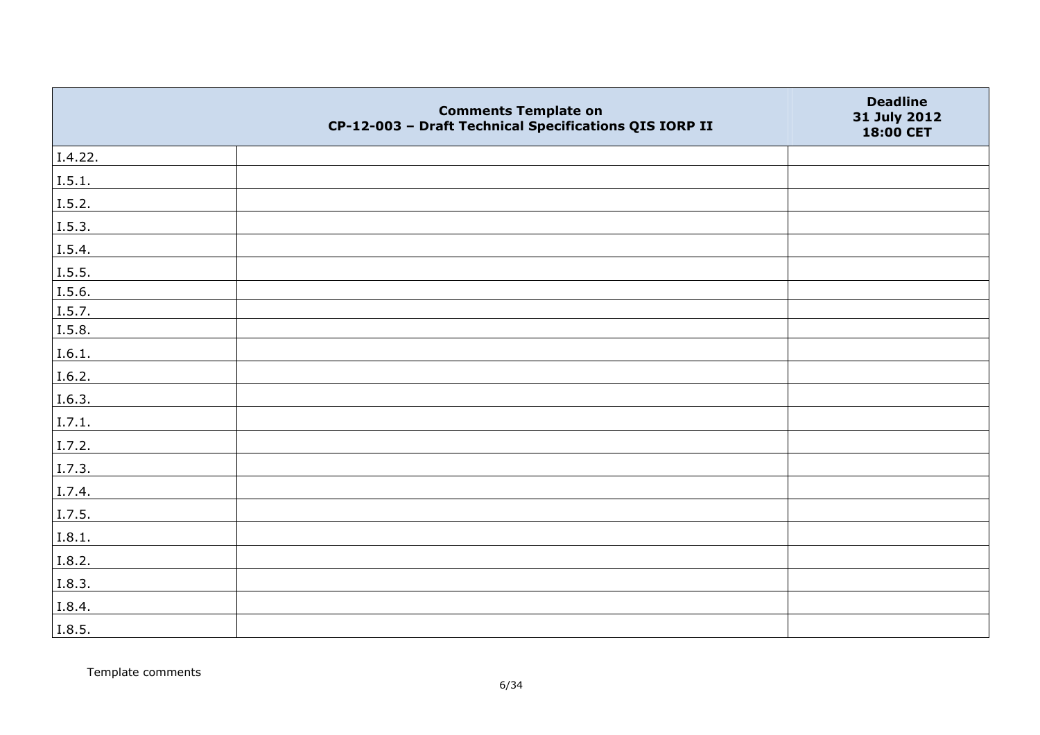| | Comments Template on CP-12-003 – Draft Technical Specifications QIS IORP II | Deadline 31 July 2012 18:00 CET |
|---|---|---|
| I.4.22. | | |
| I.5.1. | | |
| I.5.2. | | |
| I.5.3. | | |
| I.5.4. | | |
| I.5.5. | | |
| I.5.6. | | |
| I.5.7. | | |
| I.5.8. | | |
| I.6.1. | | |
| I.6.2. | | |
| I.6.3. | | |
| I.7.1. | | |
| I.7.2. | | |
| I.7.3. | | |
| I.7.4. | | |
| I.7.5. | | |
| I.8.1. | | |
| I.8.2. | | |
| I.8.3. | | |
| I.8.4. | | |
| I.8.5. | | |

Template comments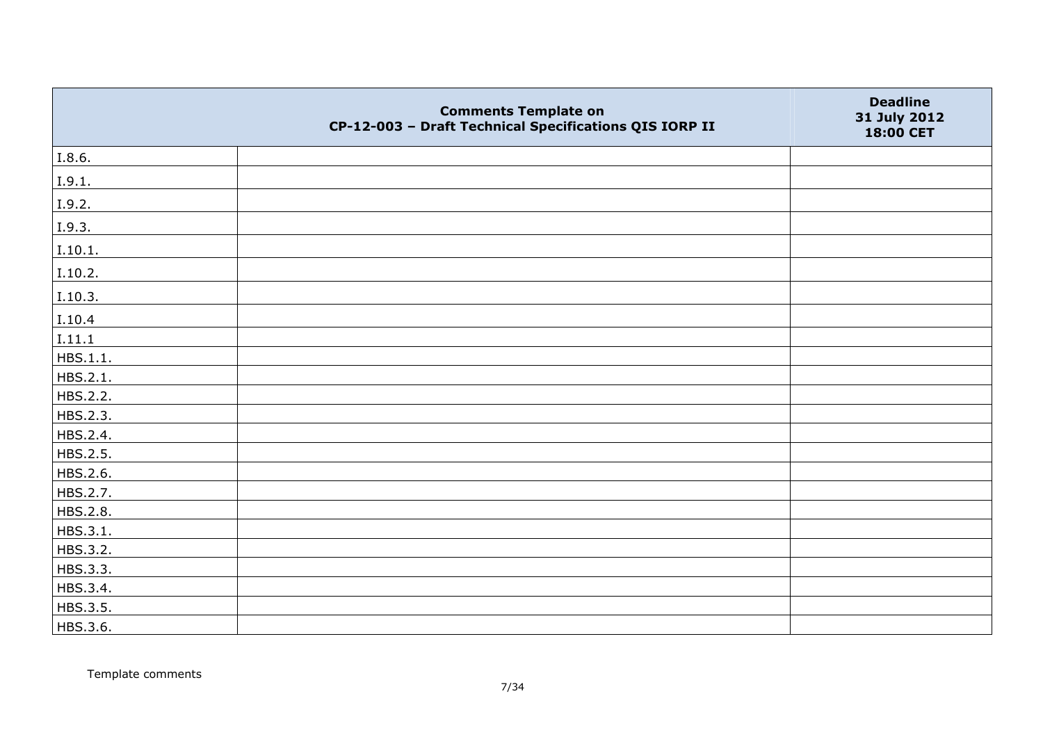| Comments Template on CP-12-003 – Draft Technical Specifications QIS IORP II | | Deadline 31 July 2012 18:00 CET |
|---|---|---|
| I.8.6. | | |
| I.9.1. | | |
| I.9.2. | | |
| I.9.3. | | |
| I.10.1. | | |
| I.10.2. | | |
| I.10.3. | | |
| I.10.4 | | |
| I.11.1 | | |
| HBS.1.1. | | |
| HBS.2.1. | | |
| HBS.2.2. | | |
| HBS.2.3. | | |
| HBS.2.4. | | |
| HBS.2.5. | | |
| HBS.2.6. | | |
| HBS.2.7. | | |
| HBS.2.8. | | |
| HBS.3.1. | | |
| HBS.3.2. | | |
| HBS.3.3. | | |
| HBS.3.4. | | |
| HBS.3.5. | | |
| HBS.3.6. | | |

Template comments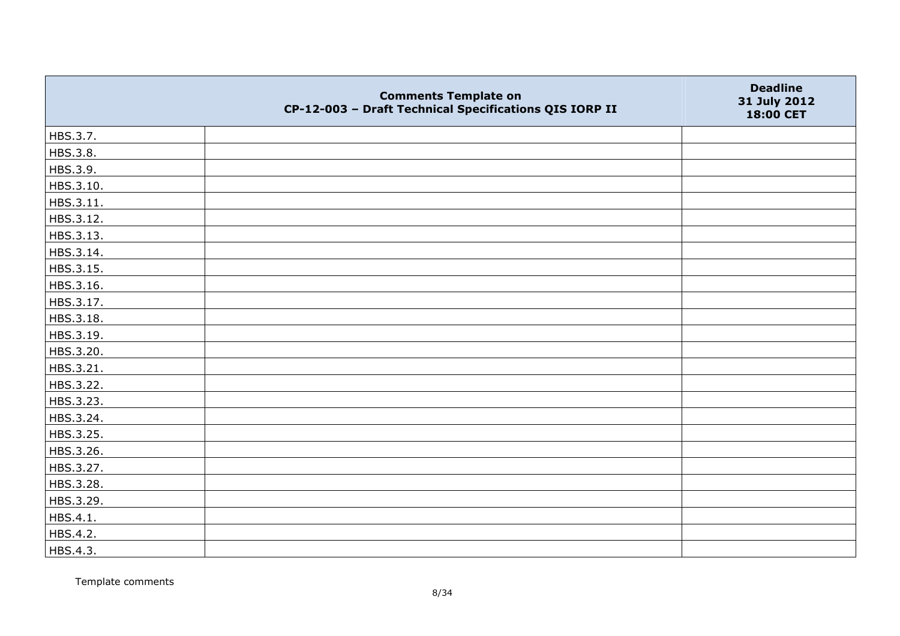|  | Comments Template on CP-12-003 – Draft Technical Specifications QIS IORP II | Deadline 31 July 2012 18:00 CET |
|---|---|---|
| HBS.3.7. |  |  |
| HBS.3.8. |  |  |
| HBS.3.9. |  |  |
| HBS.3.10. |  |  |
| HBS.3.11. |  |  |
| HBS.3.12. |  |  |
| HBS.3.13. |  |  |
| HBS.3.14. |  |  |
| HBS.3.15. |  |  |
| HBS.3.16. |  |  |
| HBS.3.17. |  |  |
| HBS.3.18. |  |  |
| HBS.3.19. |  |  |
| HBS.3.20. |  |  |
| HBS.3.21. |  |  |
| HBS.3.22. |  |  |
| HBS.3.23. |  |  |
| HBS.3.24. |  |  |
| HBS.3.25. |  |  |
| HBS.3.26. |  |  |
| HBS.3.27. |  |  |
| HBS.3.28. |  |  |
| HBS.3.29. |  |  |
| HBS.4.1. |  |  |
| HBS.4.2. |  |  |
| HBS.4.3. |  |  |

Template comments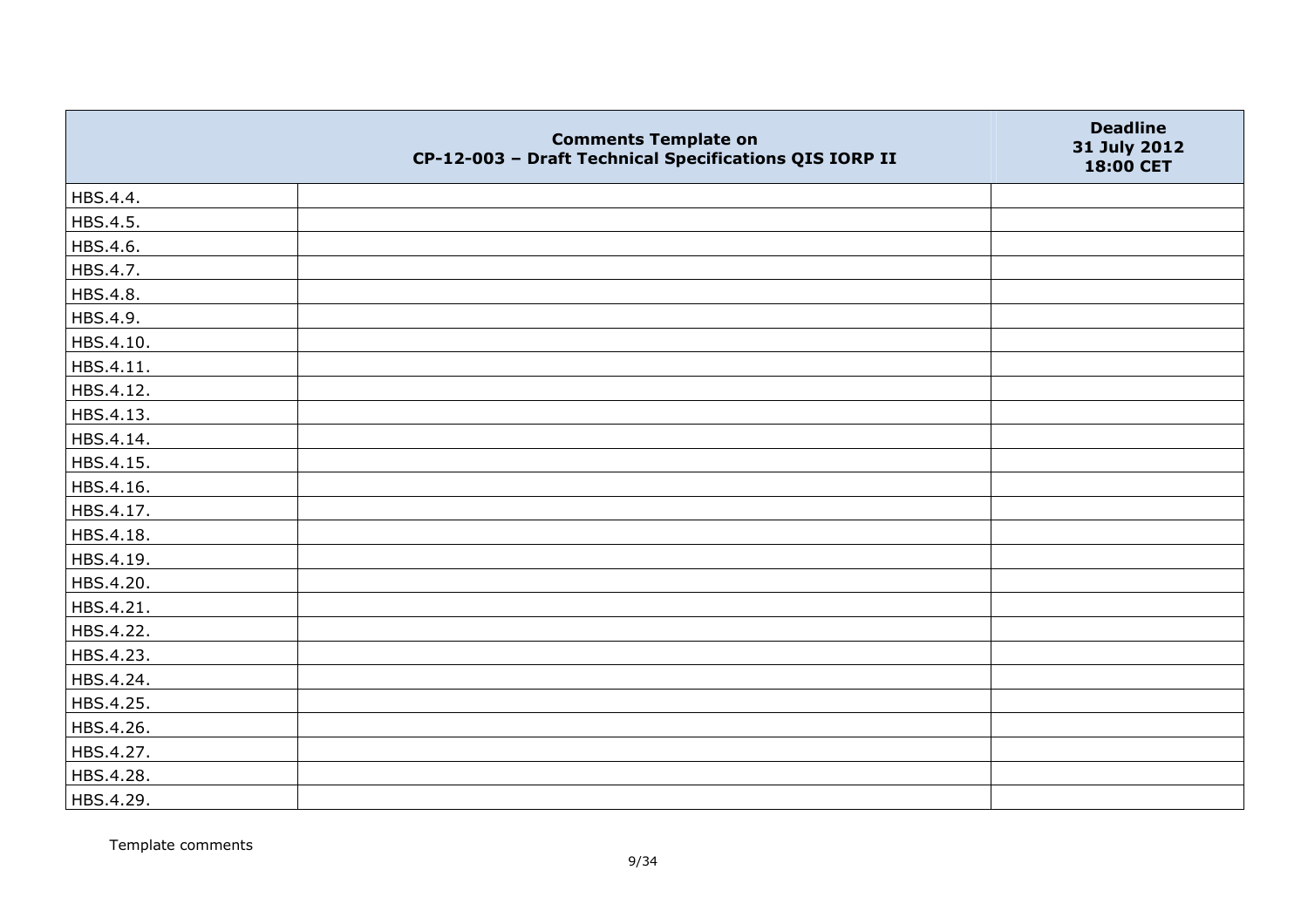| | Comments Template on CP-12-003 – Draft Technical Specifications QIS IORP II | Deadline 31 July 2012 18:00 CET |
|---|---|---|
| HBS.4.4. | | |
| HBS.4.5. | | |
| HBS.4.6. | | |
| HBS.4.7. | | |
| HBS.4.8. | | |
| HBS.4.9. | | |
| HBS.4.10. | | |
| HBS.4.11. | | |
| HBS.4.12. | | |
| HBS.4.13. | | |
| HBS.4.14. | | |
| HBS.4.15. | | |
| HBS.4.16. | | |
| HBS.4.17. | | |
| HBS.4.18. | | |
| HBS.4.19. | | |
| HBS.4.20. | | |
| HBS.4.21. | | |
| HBS.4.22. | | |
| HBS.4.23. | | |
| HBS.4.24. | | |
| HBS.4.25. | | |
| HBS.4.26. | | |
| HBS.4.27. | | |
| HBS.4.28. | | |
| HBS.4.29. | | |

Template comments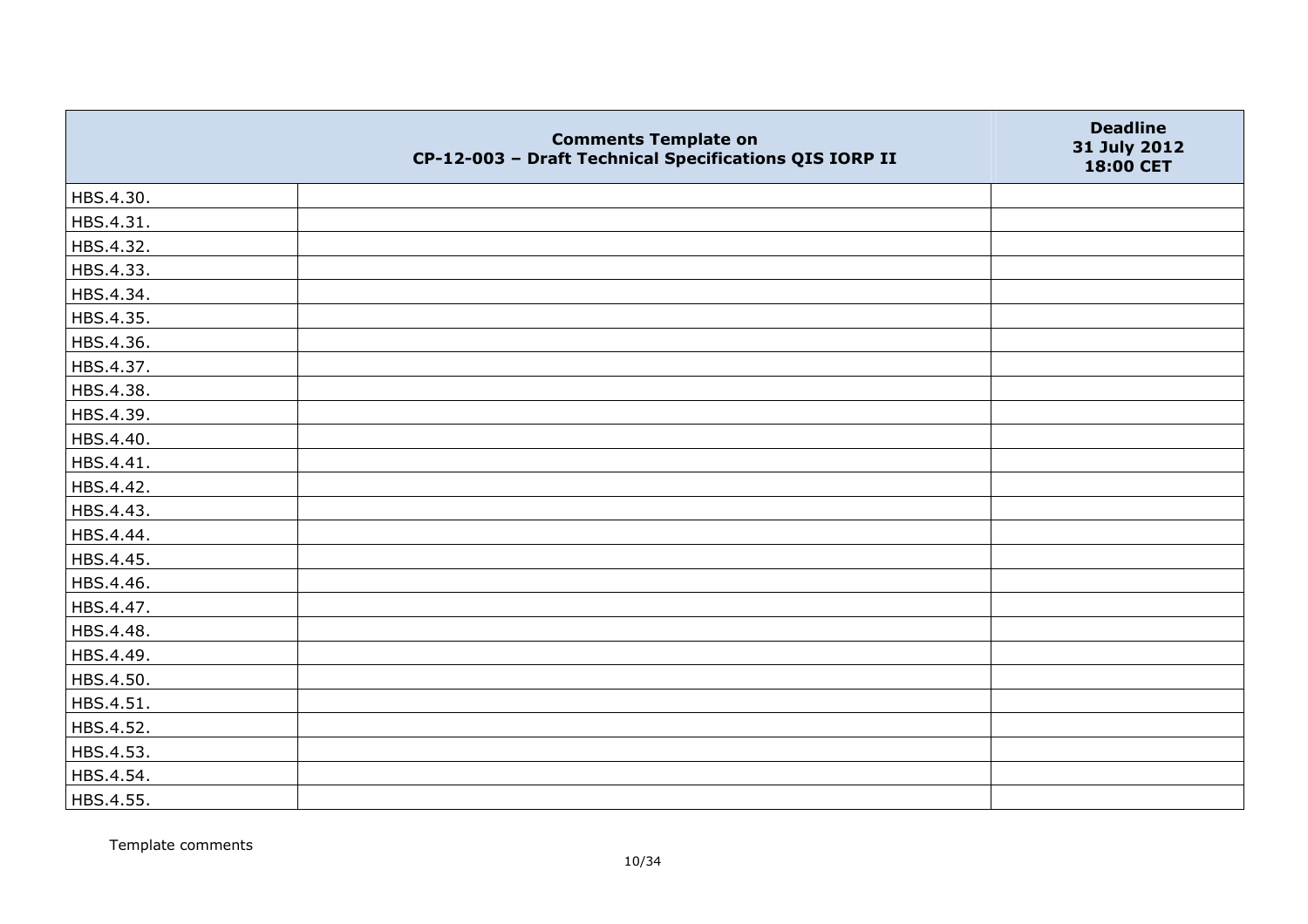| | Comments Template on CP-12-003 – Draft Technical Specifications QIS IORP II | Deadline 31 July 2012 18:00 CET |
|---|---|---|
| HBS.4.30. | | |
| HBS.4.31. | | |
| HBS.4.32. | | |
| HBS.4.33. | | |
| HBS.4.34. | | |
| HBS.4.35. | | |
| HBS.4.36. | | |
| HBS.4.37. | | |
| HBS.4.38. | | |
| HBS.4.39. | | |
| HBS.4.40. | | |
| HBS.4.41. | | |
| HBS.4.42. | | |
| HBS.4.43. | | |
| HBS.4.44. | | |
| HBS.4.45. | | |
| HBS.4.46. | | |
| HBS.4.47. | | |
| HBS.4.48. | | |
| HBS.4.49. | | |
| HBS.4.50. | | |
| HBS.4.51. | | |
| HBS.4.52. | | |
| HBS.4.53. | | |
| HBS.4.54. | | |
| HBS.4.55. | | |

Template comments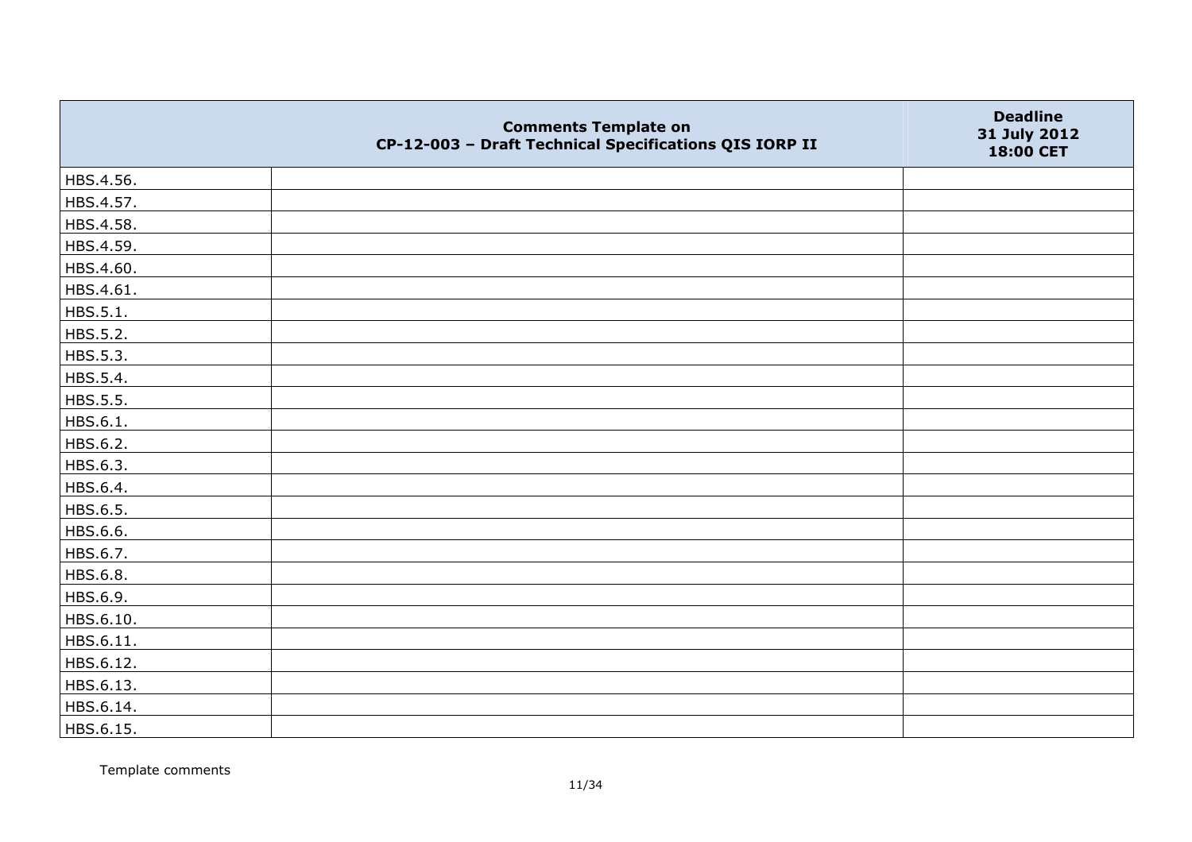| | Comments Template on CP-12-003 – Draft Technical Specifications QIS IORP II | Deadline 31 July 2012 18:00 CET |
|---|---|---|
| HBS.4.56. | | |
| HBS.4.57. | | |
| HBS.4.58. | | |
| HBS.4.59. | | |
| HBS.4.60. | | |
| HBS.4.61. | | |
| HBS.5.1. | | |
| HBS.5.2. | | |
| HBS.5.3. | | |
| HBS.5.4. | | |
| HBS.5.5. | | |
| HBS.6.1. | | |
| HBS.6.2. | | |
| HBS.6.3. | | |
| HBS.6.4. | | |
| HBS.6.5. | | |
| HBS.6.6. | | |
| HBS.6.7. | | |
| HBS.6.8. | | |
| HBS.6.9. | | |
| HBS.6.10. | | |
| HBS.6.11. | | |
| HBS.6.12. | | |
| HBS.6.13. | | |
| HBS.6.14. | | |
| HBS.6.15. | | |

Template comments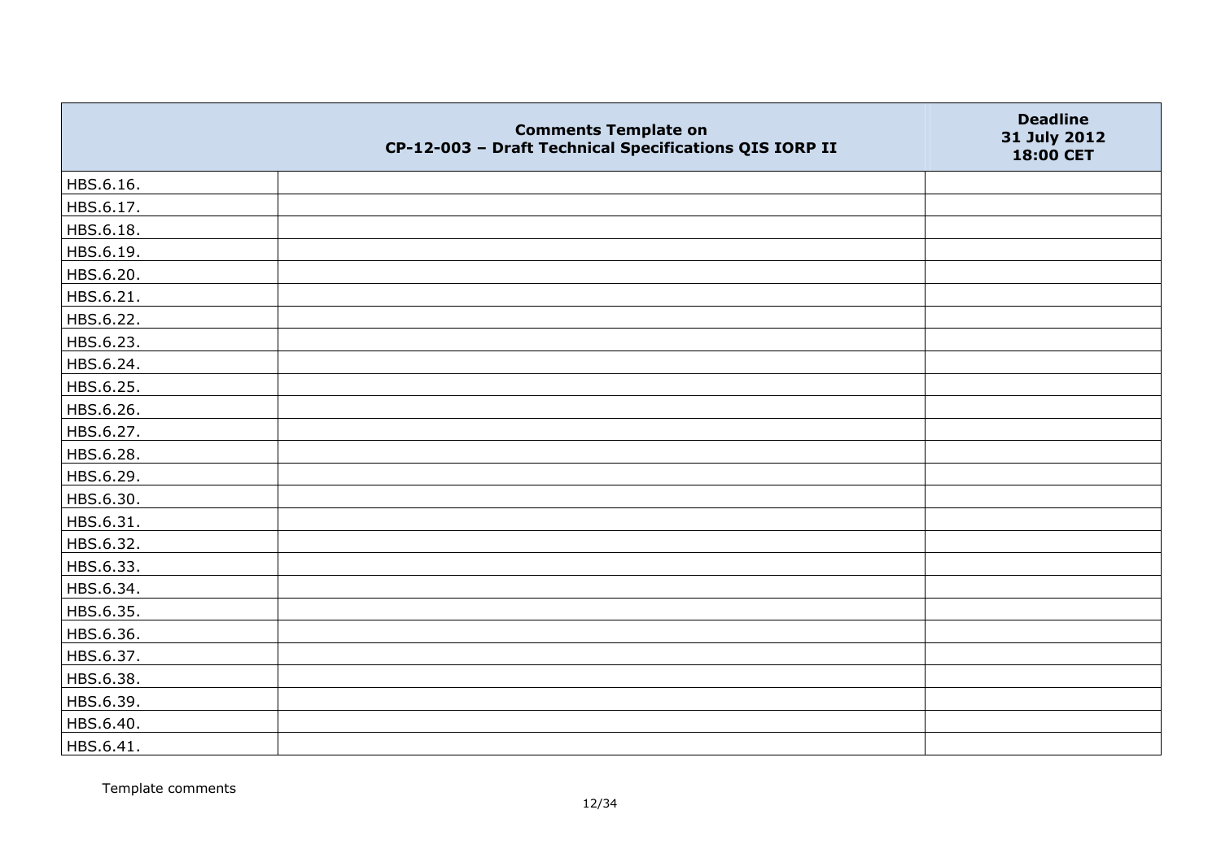| | Comments Template on CP-12-003 – Draft Technical Specifications QIS IORP II | Deadline 31 July 2012 18:00 CET |
|---|---|---|
| HBS.6.16. | | |
| HBS.6.17. | | |
| HBS.6.18. | | |
| HBS.6.19. | | |
| HBS.6.20. | | |
| HBS.6.21. | | |
| HBS.6.22. | | |
| HBS.6.23. | | |
| HBS.6.24. | | |
| HBS.6.25. | | |
| HBS.6.26. | | |
| HBS.6.27. | | |
| HBS.6.28. | | |
| HBS.6.29. | | |
| HBS.6.30. | | |
| HBS.6.31. | | |
| HBS.6.32. | | |
| HBS.6.33. | | |
| HBS.6.34. | | |
| HBS.6.35. | | |
| HBS.6.36. | | |
| HBS.6.37. | | |
| HBS.6.38. | | |
| HBS.6.39. | | |
| HBS.6.40. | | |
| HBS.6.41. | | |

Template comments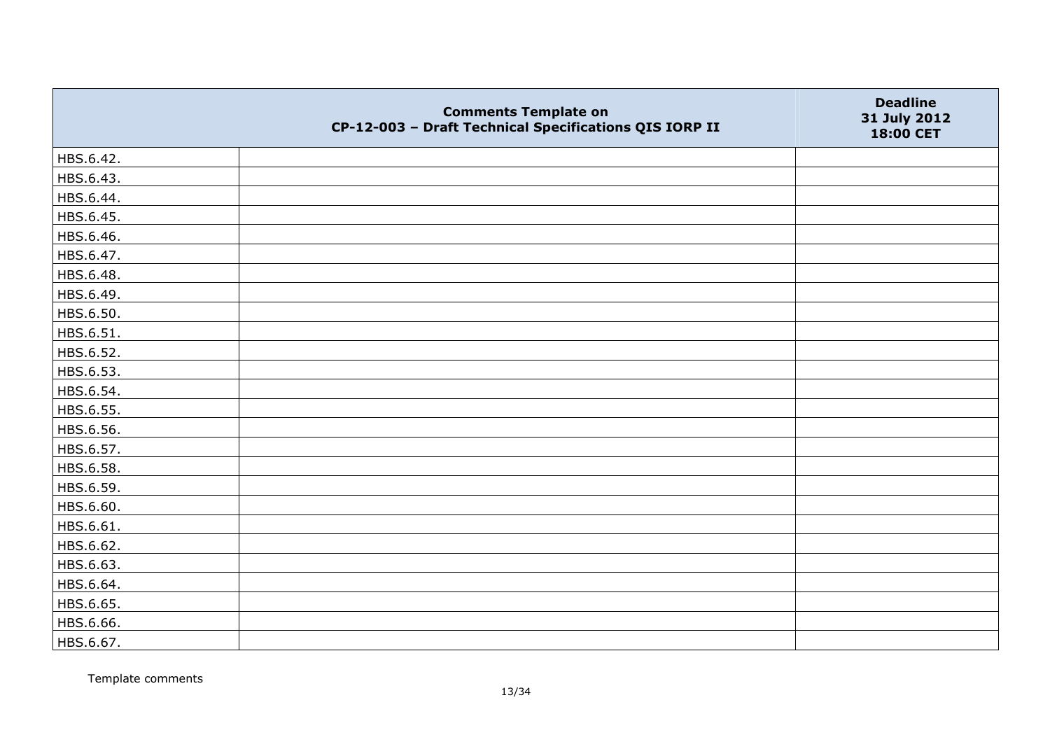| | Comments Template on CP-12-003 – Draft Technical Specifications QIS IORP II | Deadline 31 July 2012 18:00 CET |
|---|---|---|
| HBS.6.42. | | |
| HBS.6.43. | | |
| HBS.6.44. | | |
| HBS.6.45. | | |
| HBS.6.46. | | |
| HBS.6.47. | | |
| HBS.6.48. | | |
| HBS.6.49. | | |
| HBS.6.50. | | |
| HBS.6.51. | | |
| HBS.6.52. | | |
| HBS.6.53. | | |
| HBS.6.54. | | |
| HBS.6.55. | | |
| HBS.6.56. | | |
| HBS.6.57. | | |
| HBS.6.58. | | |
| HBS.6.59. | | |
| HBS.6.60. | | |
| HBS.6.61. | | |
| HBS.6.62. | | |
| HBS.6.63. | | |
| HBS.6.64. | | |
| HBS.6.65. | | |
| HBS.6.66. | | |
| HBS.6.67. | | |

Template comments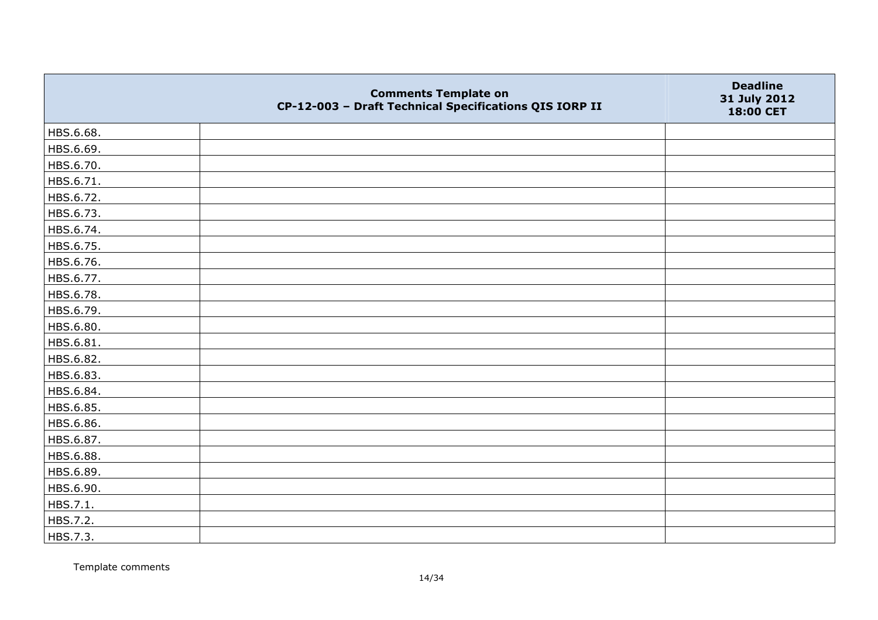| | Comments Template on CP-12-003 – Draft Technical Specifications QIS IORP II | Deadline 31 July 2012 18:00 CET |
|---|---|---|
| HBS.6.68. | | |
| HBS.6.69. | | |
| HBS.6.70. | | |
| HBS.6.71. | | |
| HBS.6.72. | | |
| HBS.6.73. | | |
| HBS.6.74. | | |
| HBS.6.75. | | |
| HBS.6.76. | | |
| HBS.6.77. | | |
| HBS.6.78. | | |
| HBS.6.79. | | |
| HBS.6.80. | | |
| HBS.6.81. | | |
| HBS.6.82. | | |
| HBS.6.83. | | |
| HBS.6.84. | | |
| HBS.6.85. | | |
| HBS.6.86. | | |
| HBS.6.87. | | |
| HBS.6.88. | | |
| HBS.6.89. | | |
| HBS.6.90. | | |
| HBS.7.1. | | |
| HBS.7.2. | | |
| HBS.7.3. | | |

Template comments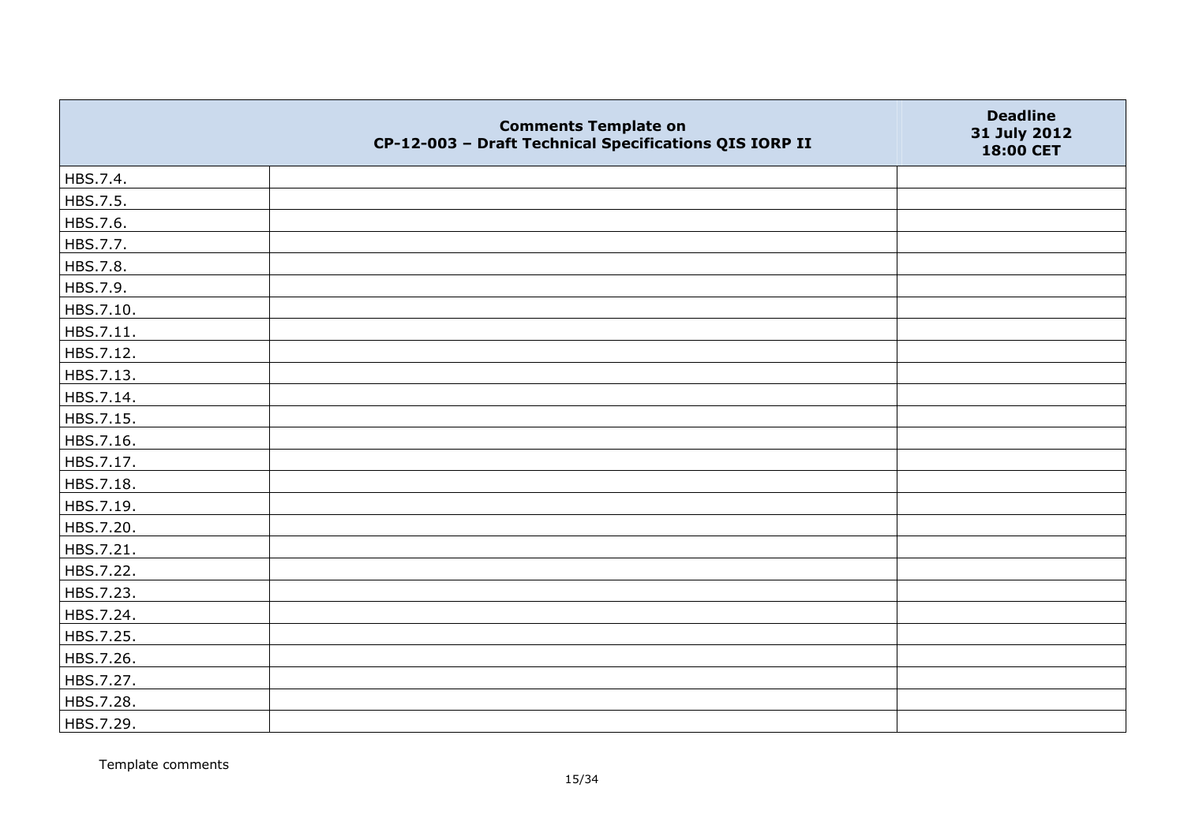| | Comments Template on CP-12-003 – Draft Technical Specifications QIS IORP II | Deadline 31 July 2012 18:00 CET |
|---|---|---|
| HBS.7.4. | | |
| HBS.7.5. | | |
| HBS.7.6. | | |
| HBS.7.7. | | |
| HBS.7.8. | | |
| HBS.7.9. | | |
| HBS.7.10. | | |
| HBS.7.11. | | |
| HBS.7.12. | | |
| HBS.7.13. | | |
| HBS.7.14. | | |
| HBS.7.15. | | |
| HBS.7.16. | | |
| HBS.7.17. | | |
| HBS.7.18. | | |
| HBS.7.19. | | |
| HBS.7.20. | | |
| HBS.7.21. | | |
| HBS.7.22. | | |
| HBS.7.23. | | |
| HBS.7.24. | | |
| HBS.7.25. | | |
| HBS.7.26. | | |
| HBS.7.27. | | |
| HBS.7.28. | | |
| HBS.7.29. | | |

Template comments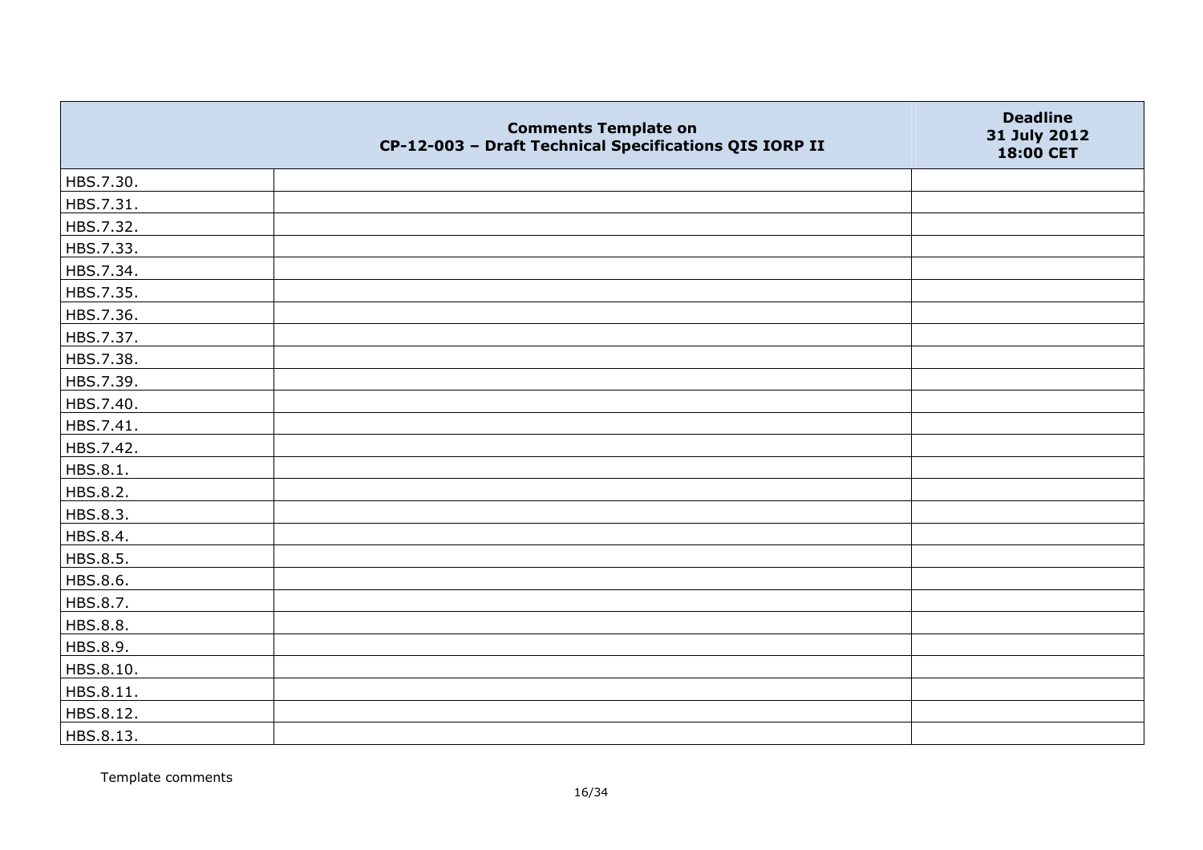| | Comments Template on CP-12-003 – Draft Technical Specifications QIS IORP II | Deadline 31 July 2012 18:00 CET |
|---|---|---|
| HBS.7.30. | | |
| HBS.7.31. | | |
| HBS.7.32. | | |
| HBS.7.33. | | |
| HBS.7.34. | | |
| HBS.7.35. | | |
| HBS.7.36. | | |
| HBS.7.37. | | |
| HBS.7.38. | | |
| HBS.7.39. | | |
| HBS.7.40. | | |
| HBS.7.41. | | |
| HBS.7.42. | | |
| HBS.8.1. | | |
| HBS.8.2. | | |
| HBS.8.3. | | |
| HBS.8.4. | | |
| HBS.8.5. | | |
| HBS.8.6. | | |
| HBS.8.7. | | |
| HBS.8.8. | | |
| HBS.8.9. | | |
| HBS.8.10. | | |
| HBS.8.11. | | |
| HBS.8.12. | | |
| HBS.8.13. | | |

Template comments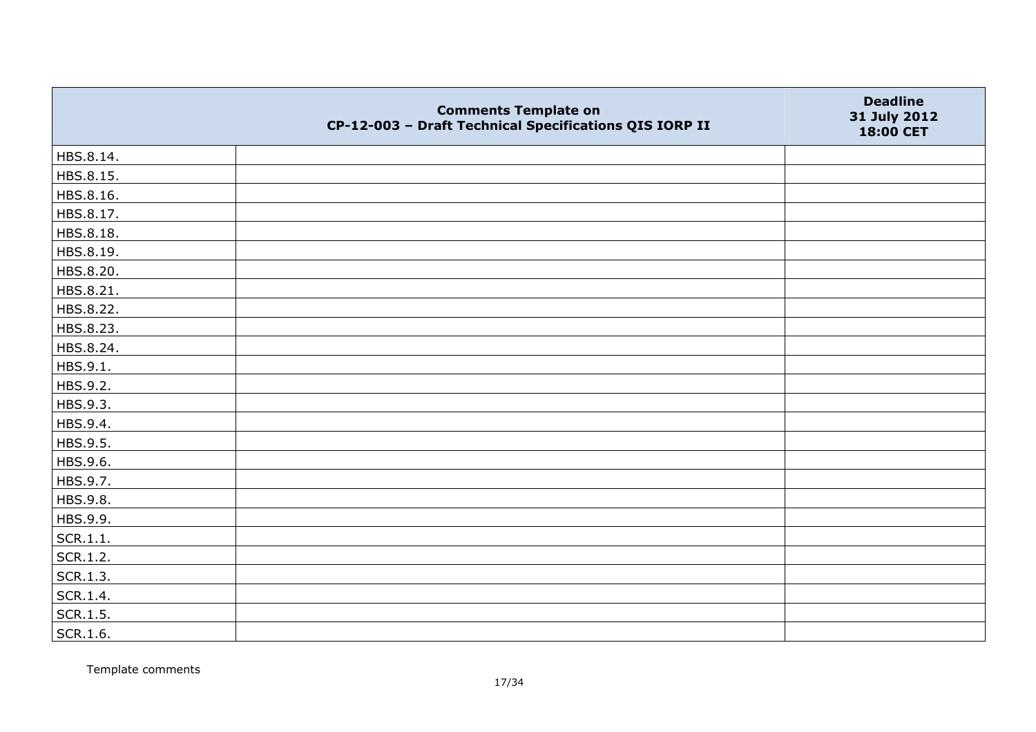| | Comments Template on CP-12-003 – Draft Technical Specifications QIS IORP II | Deadline 31 July 2012 18:00 CET |
|---|---|---|
| HBS.8.14. | | |
| HBS.8.15. | | |
| HBS.8.16. | | |
| HBS.8.17. | | |
| HBS.8.18. | | |
| HBS.8.19. | | |
| HBS.8.20. | | |
| HBS.8.21. | | |
| HBS.8.22. | | |
| HBS.8.23. | | |
| HBS.8.24. | | |
| HBS.9.1. | | |
| HBS.9.2. | | |
| HBS.9.3. | | |
| HBS.9.4. | | |
| HBS.9.5. | | |
| HBS.9.6. | | |
| HBS.9.7. | | |
| HBS.9.8. | | |
| HBS.9.9. | | |
| SCR.1.1. | | |
| SCR.1.2. | | |
| SCR.1.3. | | |
| SCR.1.4. | | |
| SCR.1.5. | | |
| SCR.1.6. | | |

Template comments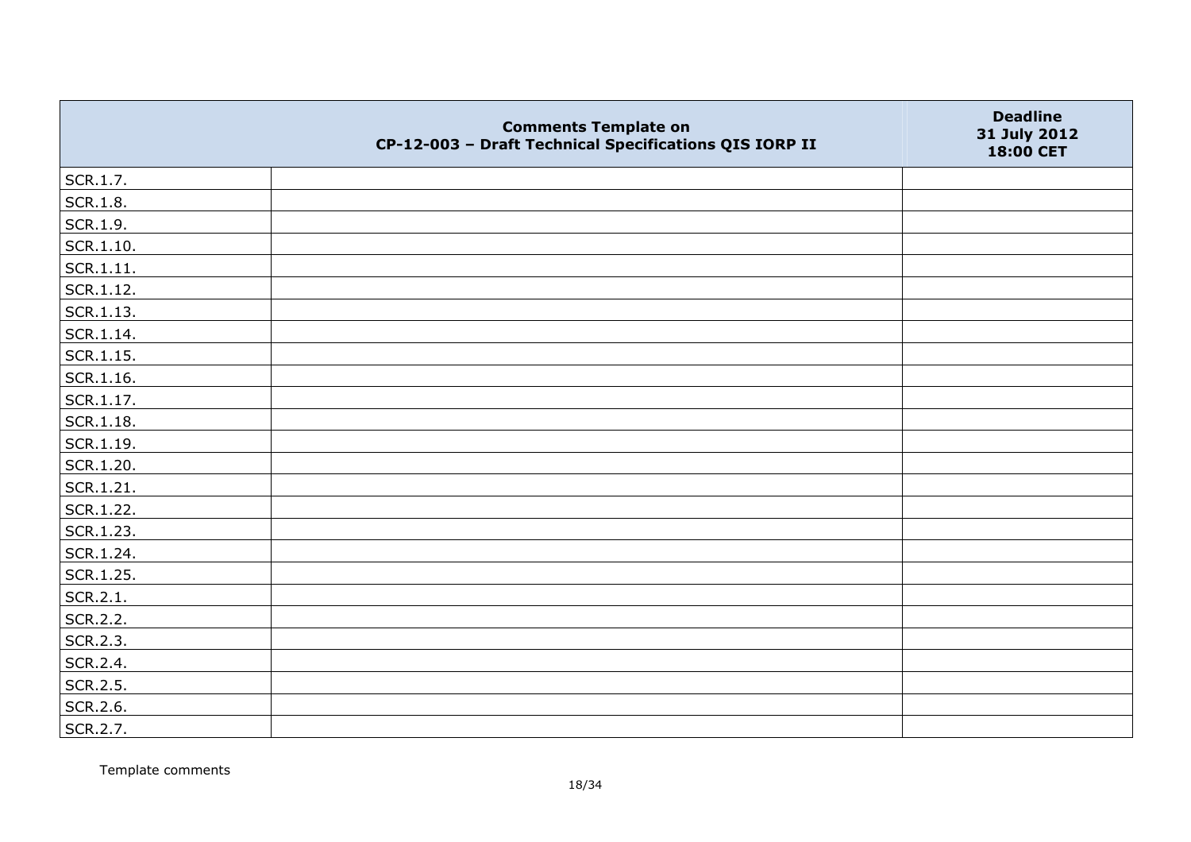|  | **Comments Template on CP-12-003 – Draft Technical Specifications QIS IORP II** | **Deadline 31 July 2012 18:00 CET** |
|---|---|---|
| SCR.1.7. |  |  |
| SCR.1.8. |  |  |
| SCR.1.9. |  |  |
| SCR.1.10. |  |  |
| SCR.1.11. |  |  |
| SCR.1.12. |  |  |
| SCR.1.13. |  |  |
| SCR.1.14. |  |  |
| SCR.1.15. |  |  |
| SCR.1.16. |  |  |
| SCR.1.17. |  |  |
| SCR.1.18. |  |  |
| SCR.1.19. |  |  |
| SCR.1.20. |  |  |
| SCR.1.21. |  |  |
| SCR.1.22. |  |  |
| SCR.1.23. |  |  |
| SCR.1.24. |  |  |
| SCR.1.25. |  |  |
| SCR.2.1. |  |  |
| SCR.2.2. |  |  |
| SCR.2.3. |  |  |
| SCR.2.4. |  |  |
| SCR.2.5. |  |  |
| SCR.2.6. |  |  |
| SCR.2.7. |  |  |

Template comments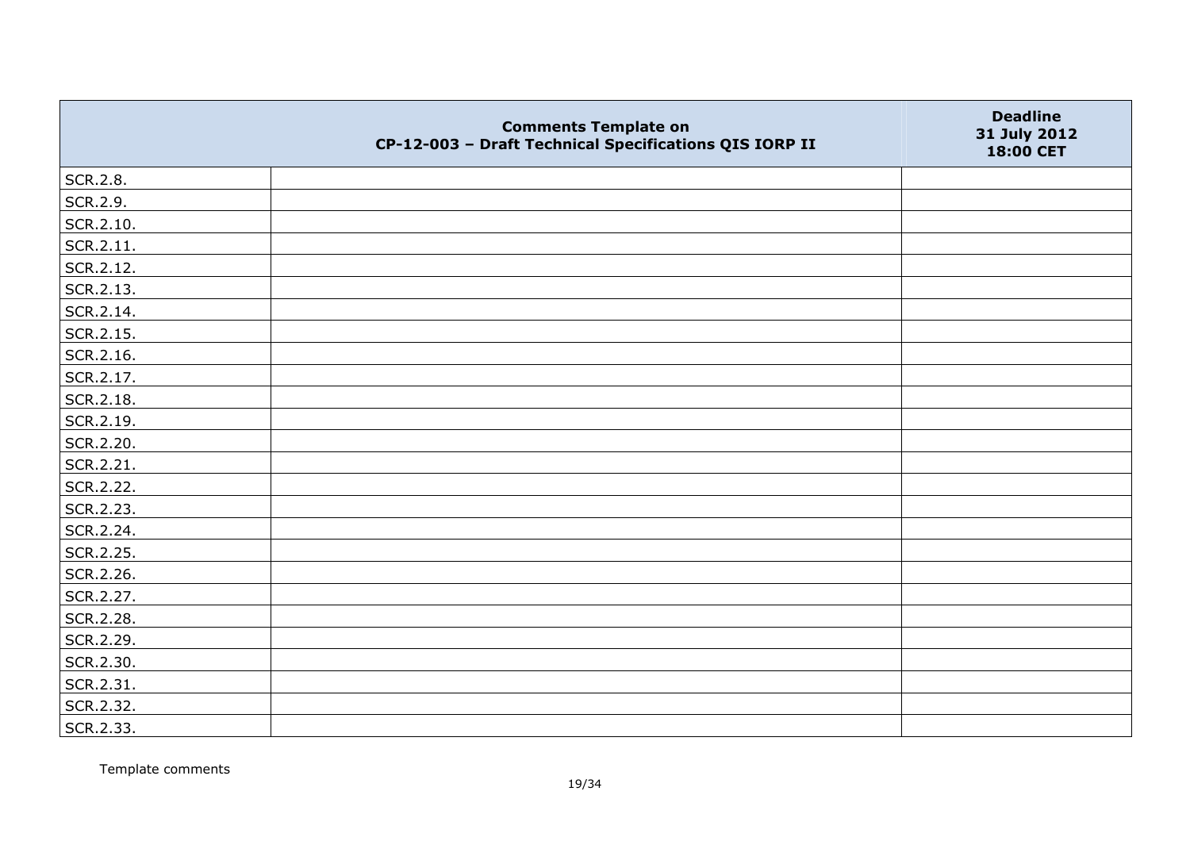| | Comments Template on CP-12-003 – Draft Technical Specifications QIS IORP II | Deadline 31 July 2012 18:00 CET |
|---|---|---|
| SCR.2.8. | | |
| SCR.2.9. | | |
| SCR.2.10. | | |
| SCR.2.11. | | |
| SCR.2.12. | | |
| SCR.2.13. | | |
| SCR.2.14. | | |
| SCR.2.15. | | |
| SCR.2.16. | | |
| SCR.2.17. | | |
| SCR.2.18. | | |
| SCR.2.19. | | |
| SCR.2.20. | | |
| SCR.2.21. | | |
| SCR.2.22. | | |
| SCR.2.23. | | |
| SCR.2.24. | | |
| SCR.2.25. | | |
| SCR.2.26. | | |
| SCR.2.27. | | |
| SCR.2.28. | | |
| SCR.2.29. | | |
| SCR.2.30. | | |
| SCR.2.31. | | |
| SCR.2.32. | | |
| SCR.2.33. | | |

Template comments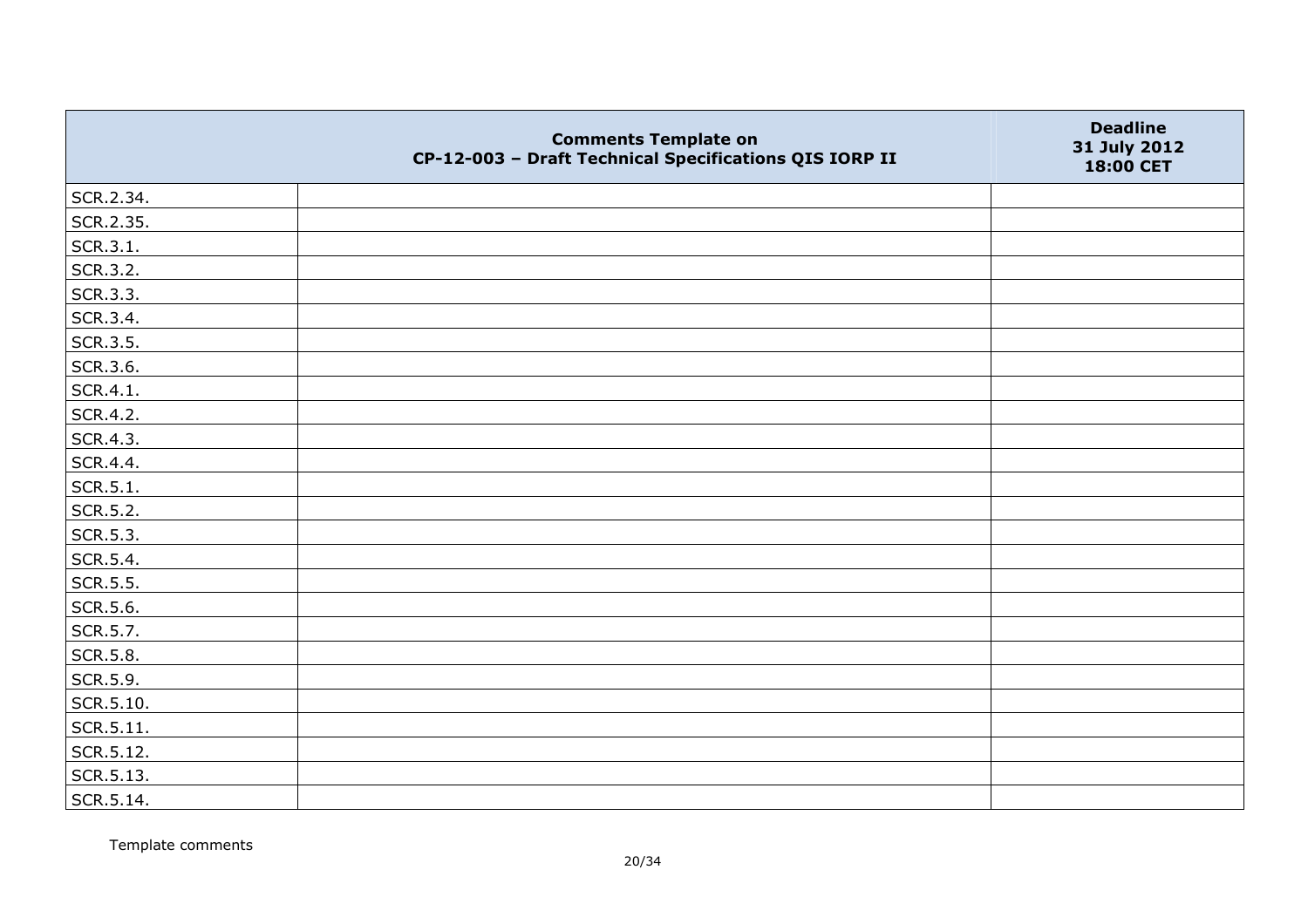|  | Comments Template on CP-12-003 – Draft Technical Specifications QIS IORP II | Deadline 31 July 2012 18:00 CET |
|---|---|---|
| SCR.2.34. |  |  |
| SCR.2.35. |  |  |
| SCR.3.1. |  |  |
| SCR.3.2. |  |  |
| SCR.3.3. |  |  |
| SCR.3.4. |  |  |
| SCR.3.5. |  |  |
| SCR.3.6. |  |  |
| SCR.4.1. |  |  |
| SCR.4.2. |  |  |
| SCR.4.3. |  |  |
| SCR.4.4. |  |  |
| SCR.5.1. |  |  |
| SCR.5.2. |  |  |
| SCR.5.3. |  |  |
| SCR.5.4. |  |  |
| SCR.5.5. |  |  |
| SCR.5.6. |  |  |
| SCR.5.7. |  |  |
| SCR.5.8. |  |  |
| SCR.5.9. |  |  |
| SCR.5.10. |  |  |
| SCR.5.11. |  |  |
| SCR.5.12. |  |  |
| SCR.5.13. |  |  |
| SCR.5.14. |  |  |

Template comments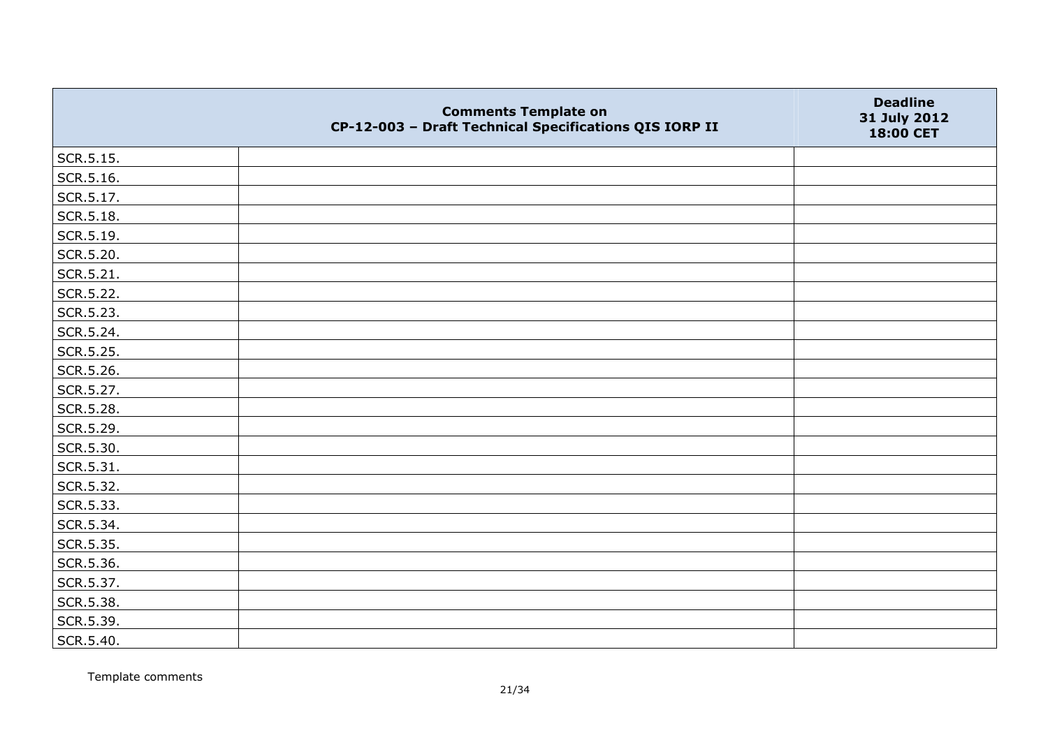| | Comments Template on CP-12-003 – Draft Technical Specifications QIS IORP II | Deadline 31 July 2012 18:00 CET |
|---|---|---|
| SCR.5.15. | | |
| SCR.5.16. | | |
| SCR.5.17. | | |
| SCR.5.18. | | |
| SCR.5.19. | | |
| SCR.5.20. | | |
| SCR.5.21. | | |
| SCR.5.22. | | |
| SCR.5.23. | | |
| SCR.5.24. | | |
| SCR.5.25. | | |
| SCR.5.26. | | |
| SCR.5.27. | | |
| SCR.5.28. | | |
| SCR.5.29. | | |
| SCR.5.30. | | |
| SCR.5.31. | | |
| SCR.5.32. | | |
| SCR.5.33. | | |
| SCR.5.34. | | |
| SCR.5.35. | | |
| SCR.5.36. | | |
| SCR.5.37. | | |
| SCR.5.38. | | |
| SCR.5.39. | | |
| SCR.5.40. | | |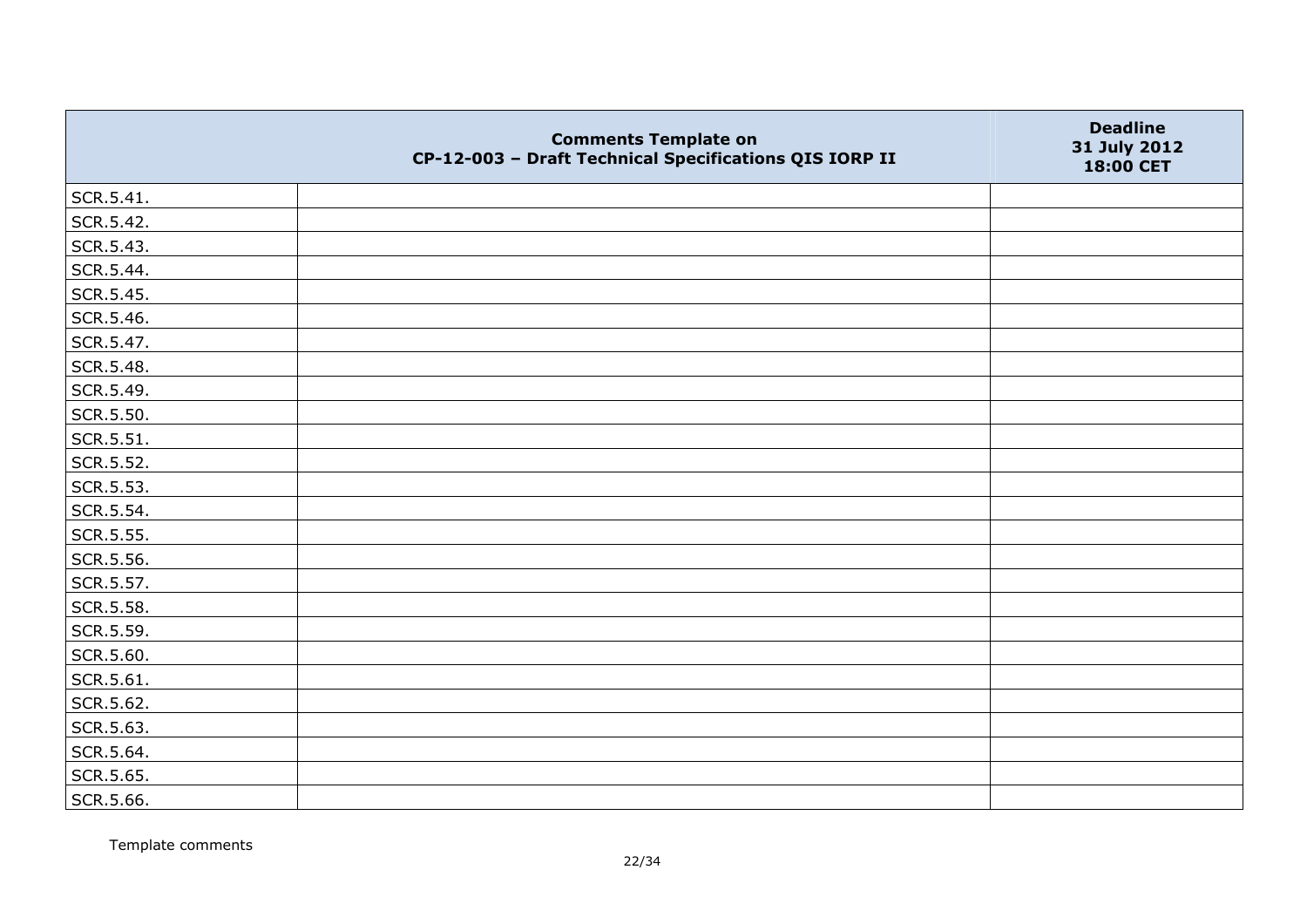|  | Comments Template on<br>CP-12-003 – Draft Technical Specifications QIS IORP II | Deadline<br>31 July 2012<br>18:00 CET |
|---|---|---|
| SCR.5.41. |  |  |
| SCR.5.42. |  |  |
| SCR.5.43. |  |  |
| SCR.5.44. |  |  |
| SCR.5.45. |  |  |
| SCR.5.46. |  |  |
| SCR.5.47. |  |  |
| SCR.5.48. |  |  |
| SCR.5.49. |  |  |
| SCR.5.50. |  |  |
| SCR.5.51. |  |  |
| SCR.5.52. |  |  |
| SCR.5.53. |  |  |
| SCR.5.54. |  |  |
| SCR.5.55. |  |  |
| SCR.5.56. |  |  |
| SCR.5.57. |  |  |
| SCR.5.58. |  |  |
| SCR.5.59. |  |  |
| SCR.5.60. |  |  |
| SCR.5.61. |  |  |
| SCR.5.62. |  |  |
| SCR.5.63. |  |  |
| SCR.5.64. |  |  |
| SCR.5.65. |  |  |
| SCR.5.66. |  |  |

Template comments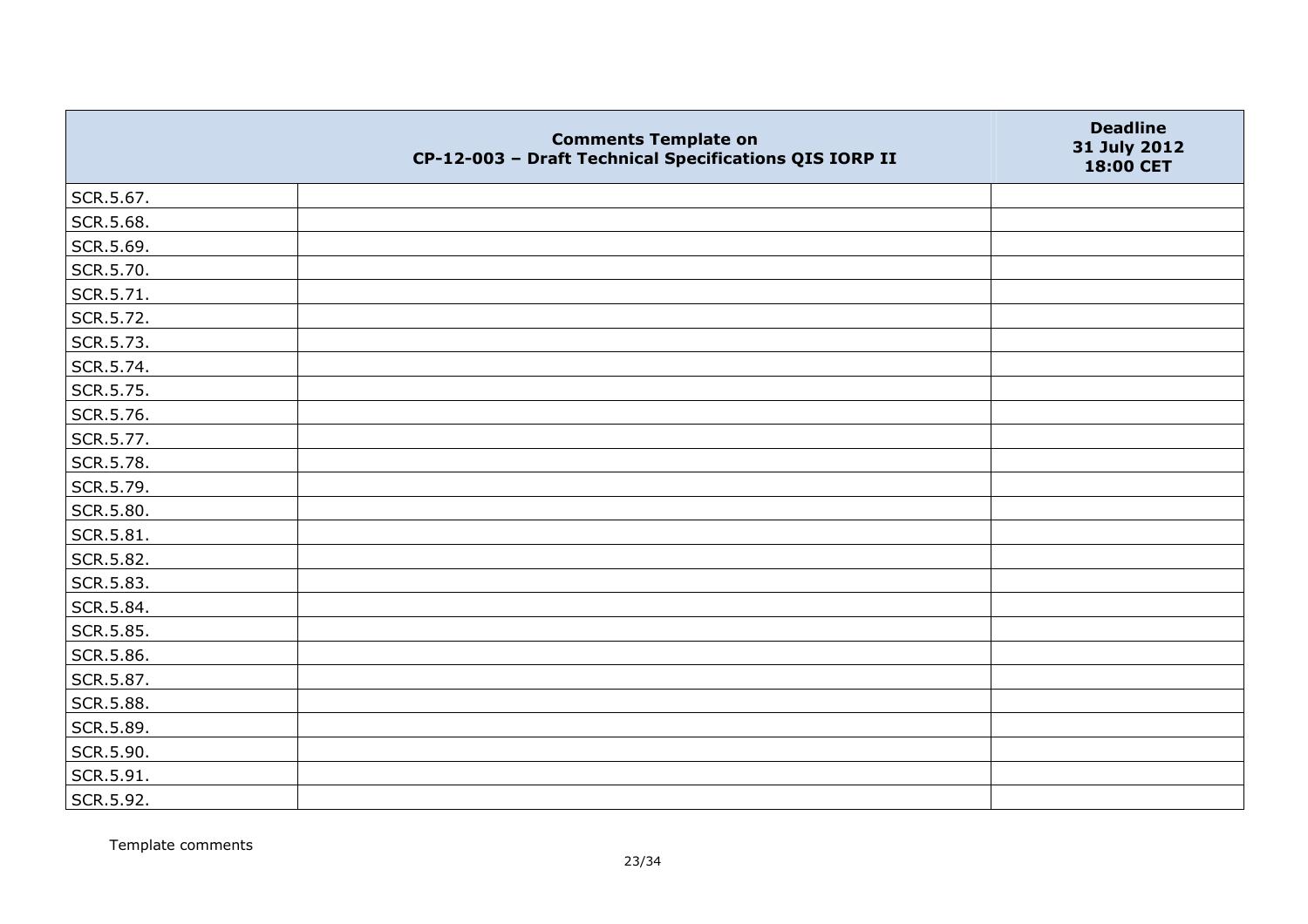| | Comments Template on CP-12-003 – Draft Technical Specifications QIS IORP II | Deadline 31 July 2012 18:00 CET |
|---|---|---|
| SCR.5.67. | | |
| SCR.5.68. | | |
| SCR.5.69. | | |
| SCR.5.70. | | |
| SCR.5.71. | | |
| SCR.5.72. | | |
| SCR.5.73. | | |
| SCR.5.74. | | |
| SCR.5.75. | | |
| SCR.5.76. | | |
| SCR.5.77. | | |
| SCR.5.78. | | |
| SCR.5.79. | | |
| SCR.5.80. | | |
| SCR.5.81. | | |
| SCR.5.82. | | |
| SCR.5.83. | | |
| SCR.5.84. | | |
| SCR.5.85. | | |
| SCR.5.86. | | |
| SCR.5.87. | | |
| SCR.5.88. | | |
| SCR.5.89. | | |
| SCR.5.90. | | |
| SCR.5.91. | | |
| SCR.5.92. | | |

Template comments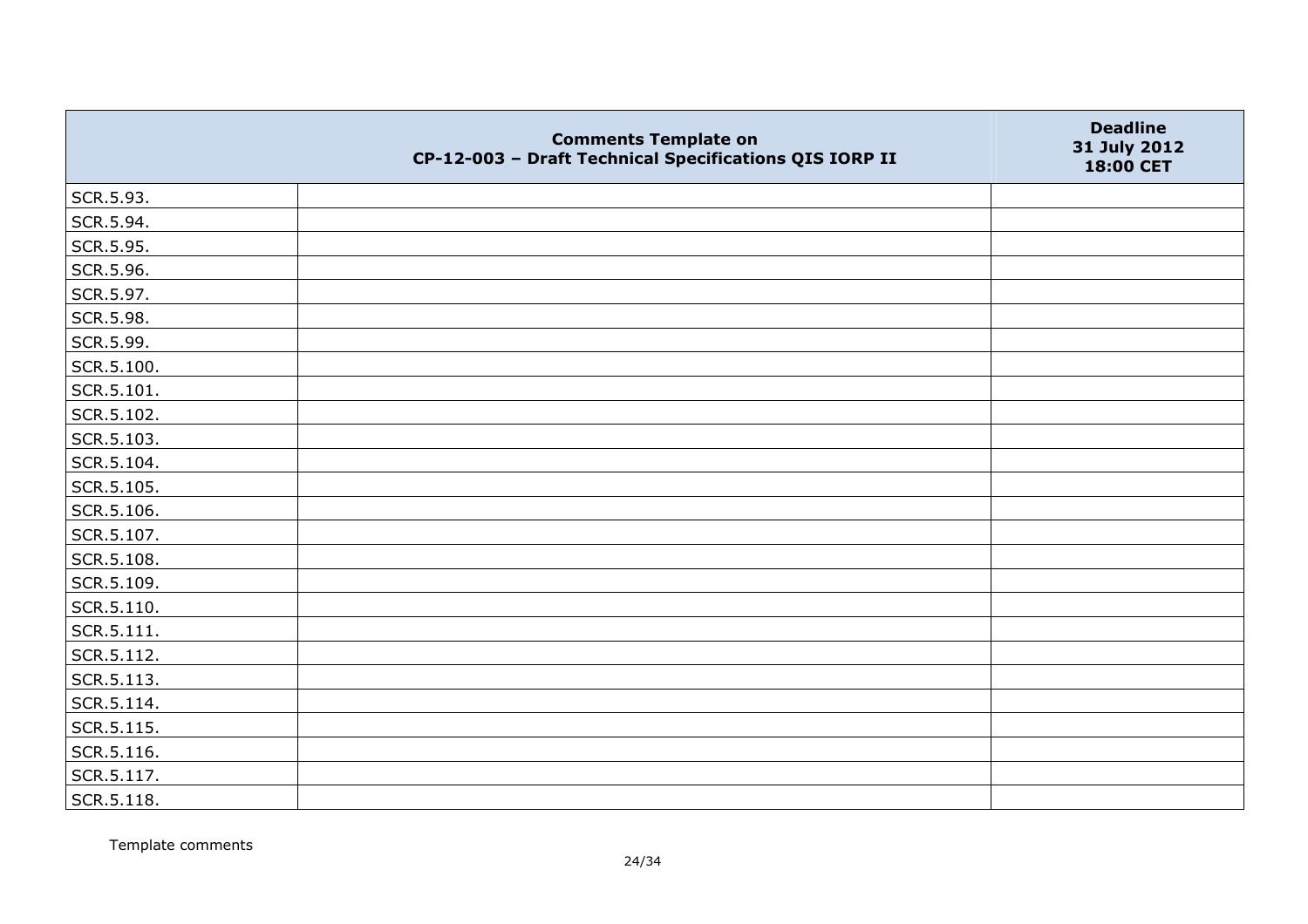| | Comments Template on CP-12-003 – Draft Technical Specifications QIS IORP II | Deadline 31 July 2012 18:00 CET |
|---|---|---|
| SCR.5.93. | | |
| SCR.5.94. | | |
| SCR.5.95. | | |
| SCR.5.96. | | |
| SCR.5.97. | | |
| SCR.5.98. | | |
| SCR.5.99. | | |
| SCR.5.100. | | |
| SCR.5.101. | | |
| SCR.5.102. | | |
| SCR.5.103. | | |
| SCR.5.104. | | |
| SCR.5.105. | | |
| SCR.5.106. | | |
| SCR.5.107. | | |
| SCR.5.108. | | |
| SCR.5.109. | | |
| SCR.5.110. | | |
| SCR.5.111. | | |
| SCR.5.112. | | |
| SCR.5.113. | | |
| SCR.5.114. | | |
| SCR.5.115. | | |
| SCR.5.116. | | |
| SCR.5.117. | | |
| SCR.5.118. | | |

Template comments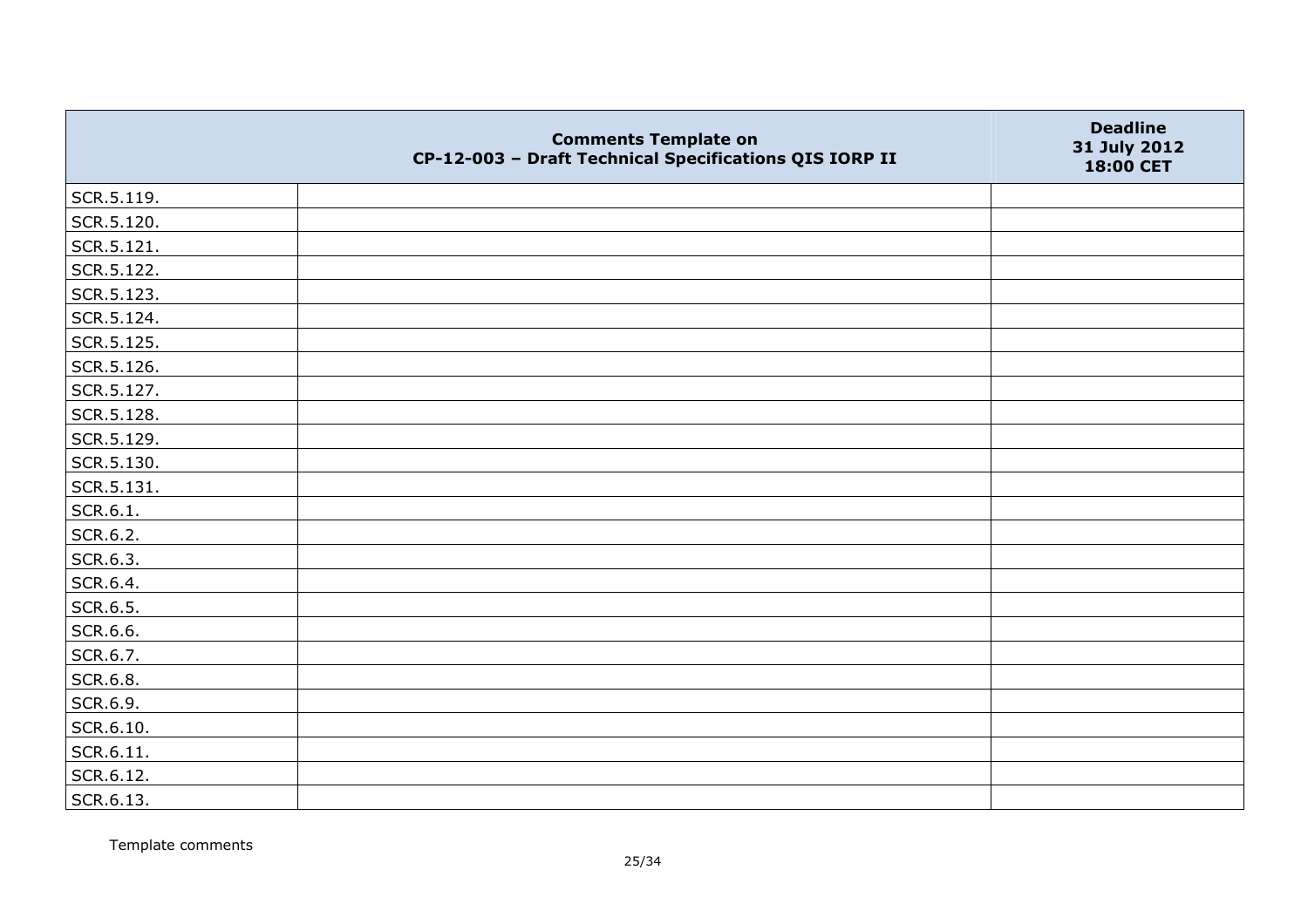| | Comments Template on CP-12-003 – Draft Technical Specifications QIS IORP II | Deadline 31 July 2012 18:00 CET |
|---|---|---|
| SCR.5.119. | | |
| SCR.5.120. | | |
| SCR.5.121. | | |
| SCR.5.122. | | |
| SCR.5.123. | | |
| SCR.5.124. | | |
| SCR.5.125. | | |
| SCR.5.126. | | |
| SCR.5.127. | | |
| SCR.5.128. | | |
| SCR.5.129. | | |
| SCR.5.130. | | |
| SCR.5.131. | | |
| SCR.6.1. | | |
| SCR.6.2. | | |
| SCR.6.3. | | |
| SCR.6.4. | | |
| SCR.6.5. | | |
| SCR.6.6. | | |
| SCR.6.7. | | |
| SCR.6.8. | | |
| SCR.6.9. | | |
| SCR.6.10. | | |
| SCR.6.11. | | |
| SCR.6.12. | | |
| SCR.6.13. | | |

Template comments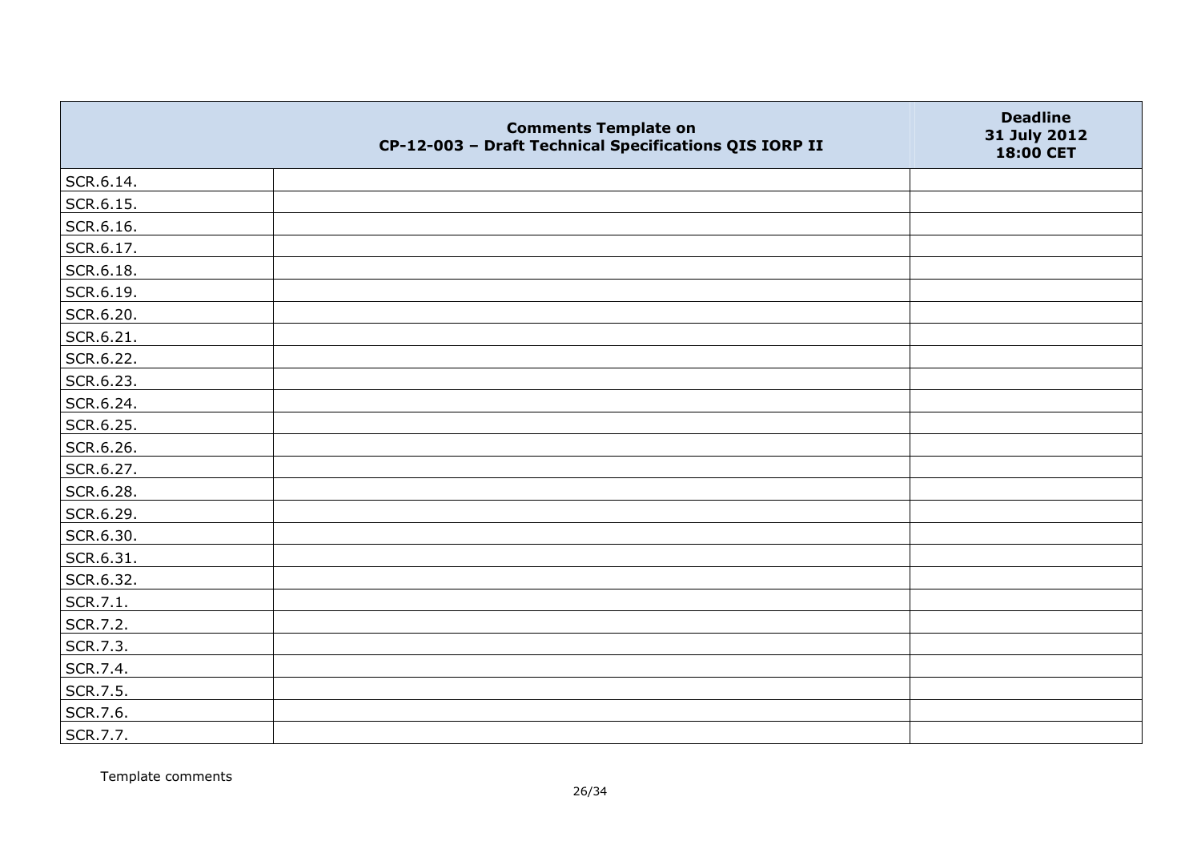| | Comments Template on CP-12-003 – Draft Technical Specifications QIS IORP II | Deadline 31 July 2012 18:00 CET |
|---|---|---|
| SCR.6.14. | | |
| SCR.6.15. | | |
| SCR.6.16. | | |
| SCR.6.17. | | |
| SCR.6.18. | | |
| SCR.6.19. | | |
| SCR.6.20. | | |
| SCR.6.21. | | |
| SCR.6.22. | | |
| SCR.6.23. | | |
| SCR.6.24. | | |
| SCR.6.25. | | |
| SCR.6.26. | | |
| SCR.6.27. | | |
| SCR.6.28. | | |
| SCR.6.29. | | |
| SCR.6.30. | | |
| SCR.6.31. | | |
| SCR.6.32. | | |
| SCR.7.1. | | |
| SCR.7.2. | | |
| SCR.7.3. | | |
| SCR.7.4. | | |
| SCR.7.5. | | |
| SCR.7.6. | | |
| SCR.7.7. | | |

Template comments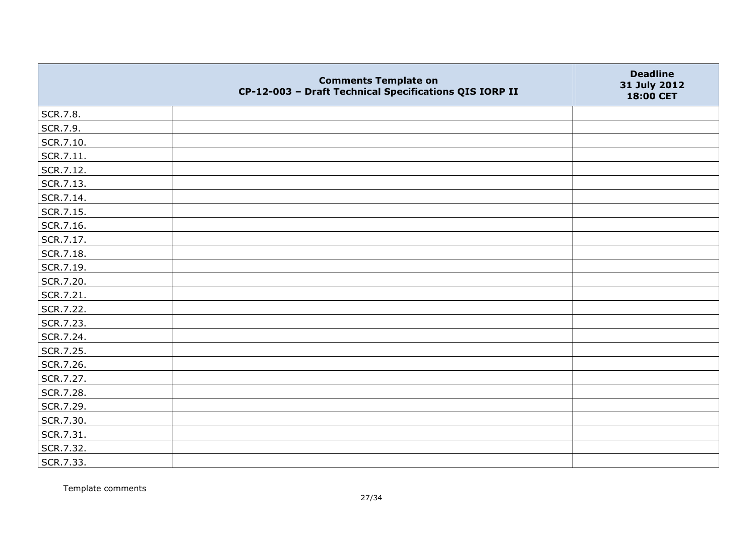| | Comments Template on CP-12-003 – Draft Technical Specifications QIS IORP II | Deadline 31 July 2012 18:00 CET |
|---|---|---|
| SCR.7.8. | | |
| SCR.7.9. | | |
| SCR.7.10. | | |
| SCR.7.11. | | |
| SCR.7.12. | | |
| SCR.7.13. | | |
| SCR.7.14. | | |
| SCR.7.15. | | |
| SCR.7.16. | | |
| SCR.7.17. | | |
| SCR.7.18. | | |
| SCR.7.19. | | |
| SCR.7.20. | | |
| SCR.7.21. | | |
| SCR.7.22. | | |
| SCR.7.23. | | |
| SCR.7.24. | | |
| SCR.7.25. | | |
| SCR.7.26. | | |
| SCR.7.27. | | |
| SCR.7.28. | | |
| SCR.7.29. | | |
| SCR.7.30. | | |
| SCR.7.31. | | |
| SCR.7.32. | | |
| SCR.7.33. | | |

Template comments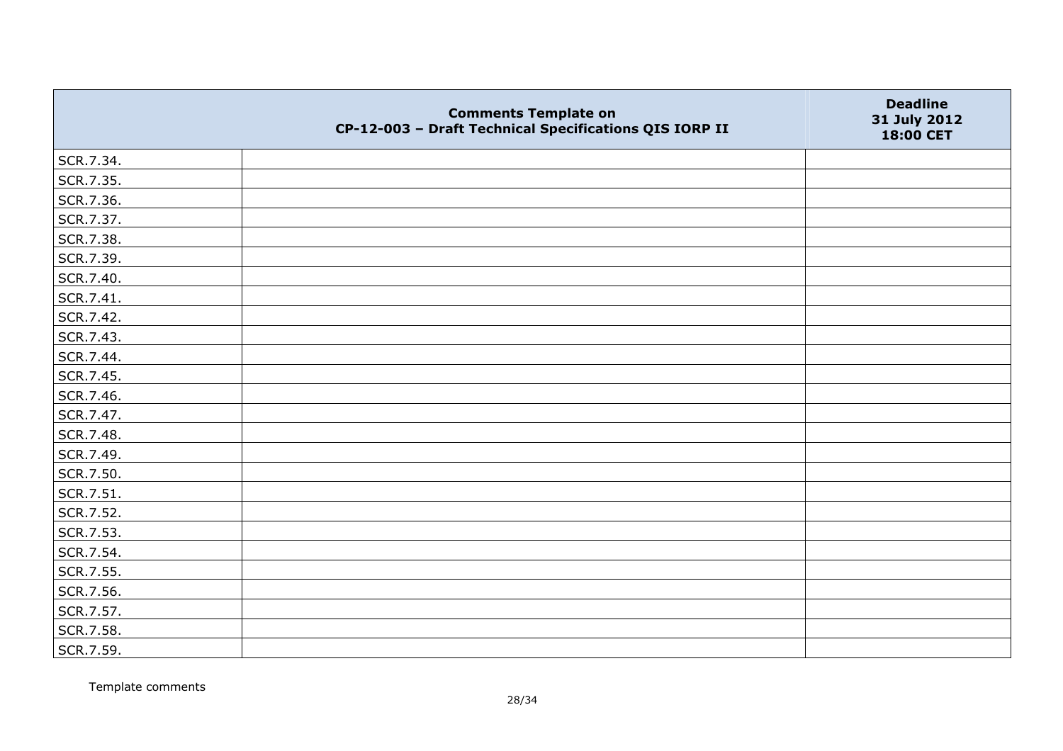| | Comments Template on CP-12-003 – Draft Technical Specifications QIS IORP II | Deadline 31 July 2012 18:00 CET |
|---|---|---|
| SCR.7.34. | | |
| SCR.7.35. | | |
| SCR.7.36. | | |
| SCR.7.37. | | |
| SCR.7.38. | | |
| SCR.7.39. | | |
| SCR.7.40. | | |
| SCR.7.41. | | |
| SCR.7.42. | | |
| SCR.7.43. | | |
| SCR.7.44. | | |
| SCR.7.45. | | |
| SCR.7.46. | | |
| SCR.7.47. | | |
| SCR.7.48. | | |
| SCR.7.49. | | |
| SCR.7.50. | | |
| SCR.7.51. | | |
| SCR.7.52. | | |
| SCR.7.53. | | |
| SCR.7.54. | | |
| SCR.7.55. | | |
| SCR.7.56. | | |
| SCR.7.57. | | |
| SCR.7.58. | | |
| SCR.7.59. | | |

Template comments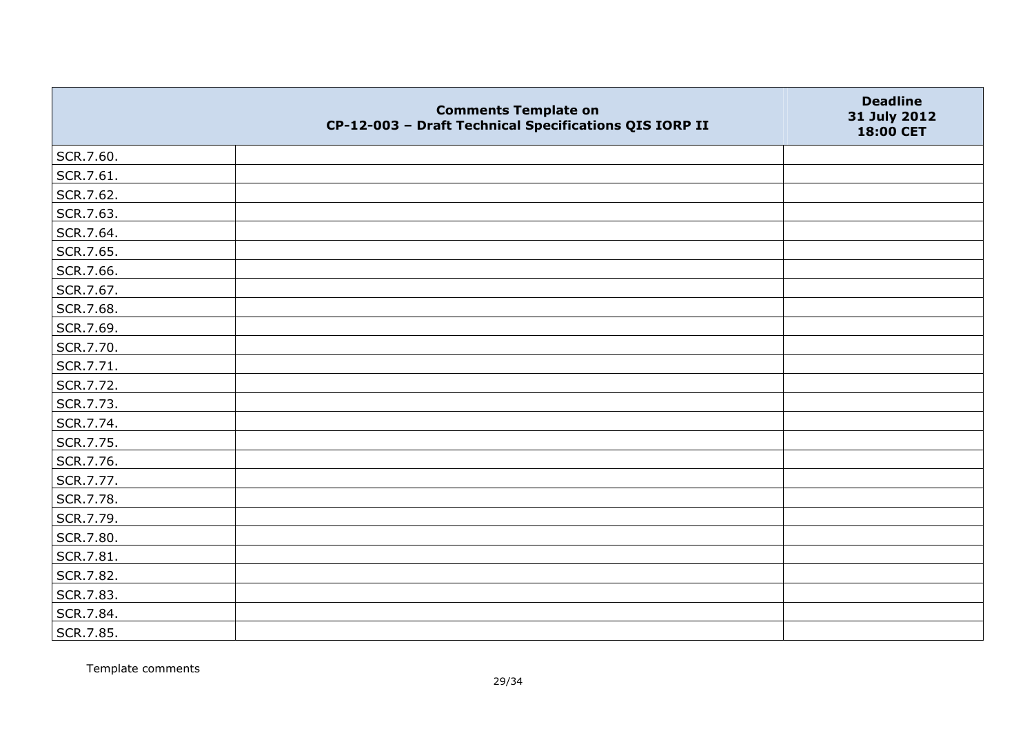| | Comments Template on CP-12-003 – Draft Technical Specifications QIS IORP II | Deadline 31 July 2012 18:00 CET |
|---|---|---|
| SCR.7.60. | | |
| SCR.7.61. | | |
| SCR.7.62. | | |
| SCR.7.63. | | |
| SCR.7.64. | | |
| SCR.7.65. | | |
| SCR.7.66. | | |
| SCR.7.67. | | |
| SCR.7.68. | | |
| SCR.7.69. | | |
| SCR.7.70. | | |
| SCR.7.71. | | |
| SCR.7.72. | | |
| SCR.7.73. | | |
| SCR.7.74. | | |
| SCR.7.75. | | |
| SCR.7.76. | | |
| SCR.7.77. | | |
| SCR.7.78. | | |
| SCR.7.79. | | |
| SCR.7.80. | | |
| SCR.7.81. | | |
| SCR.7.82. | | |
| SCR.7.83. | | |
| SCR.7.84. | | |
| SCR.7.85. | | |

Template comments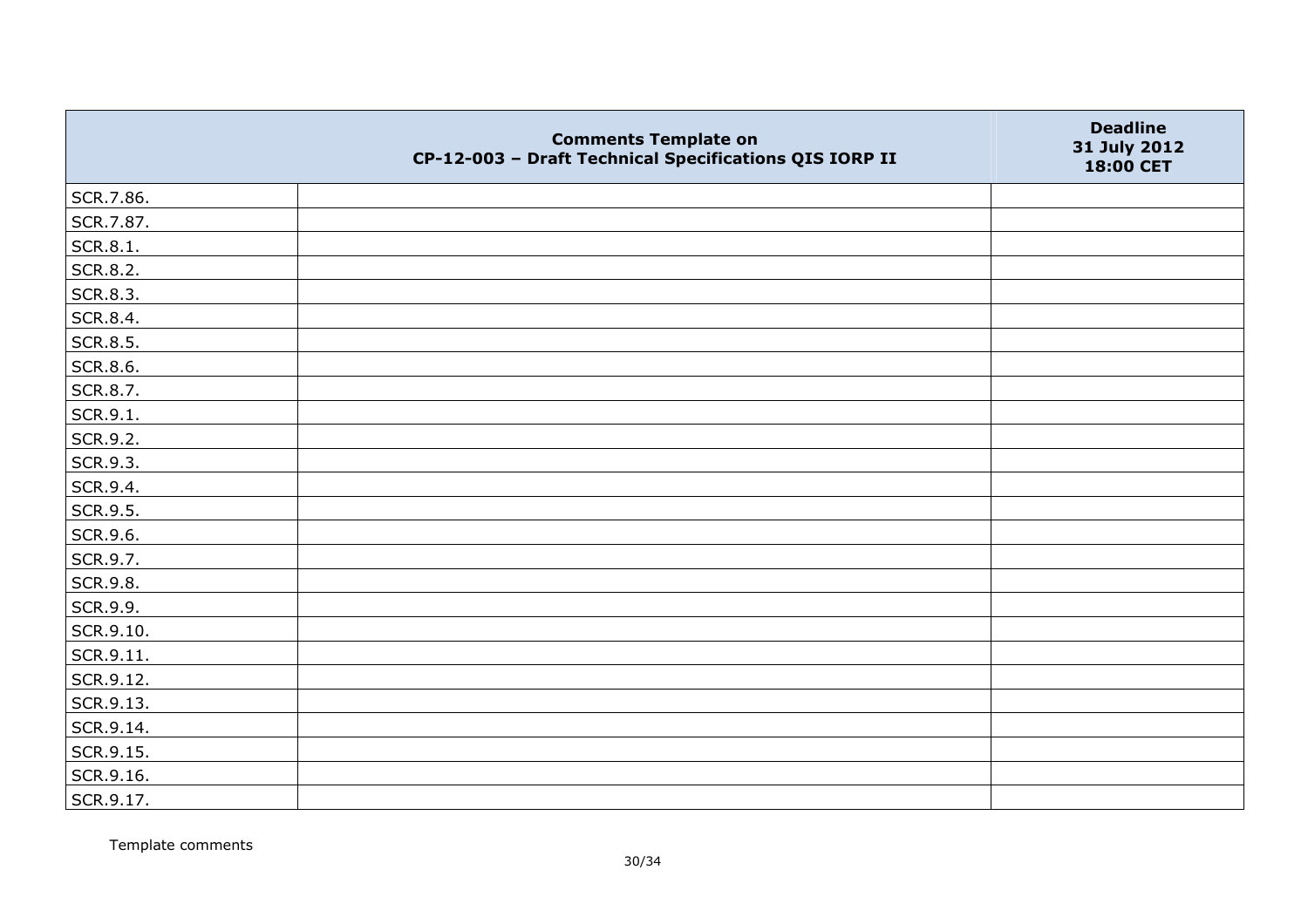| | Comments Template on<br>CP-12-003 – Draft Technical Specifications QIS IORP II | Deadline<br>31 July 2012<br>18:00 CET |
|---|---|---|
| SCR.7.86. | | |
| SCR.7.87. | | |
| SCR.8.1. | | |
| SCR.8.2. | | |
| SCR.8.3. | | |
| SCR.8.4. | | |
| SCR.8.5. | | |
| SCR.8.6. | | |
| SCR.8.7. | | |
| SCR.9.1. | | |
| SCR.9.2. | | |
| SCR.9.3. | | |
| SCR.9.4. | | |
| SCR.9.5. | | |
| SCR.9.6. | | |
| SCR.9.7. | | |
| SCR.9.8. | | |
| SCR.9.9. | | |
| SCR.9.10. | | |
| SCR.9.11. | | |
| SCR.9.12. | | |
| SCR.9.13. | | |
| SCR.9.14. | | |
| SCR.9.15. | | |
| SCR.9.16. | | |
| SCR.9.17. | | |

Template comments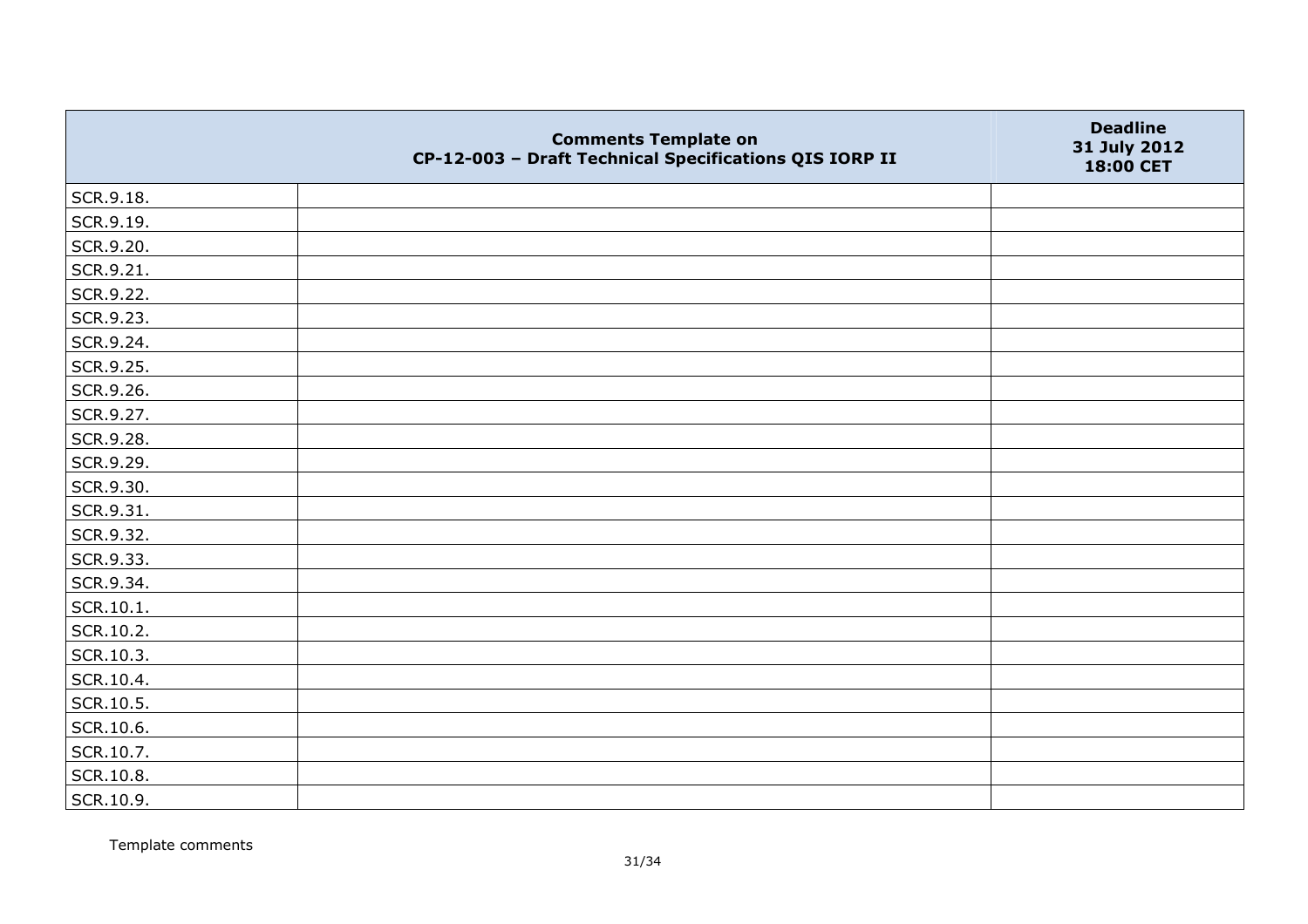| | Comments Template on CP-12-003 – Draft Technical Specifications QIS IORP II | Deadline 31 July 2012 18:00 CET |
|---|---|---|
| SCR.9.18. | | |
| SCR.9.19. | | |
| SCR.9.20. | | |
| SCR.9.21. | | |
| SCR.9.22. | | |
| SCR.9.23. | | |
| SCR.9.24. | | |
| SCR.9.25. | | |
| SCR.9.26. | | |
| SCR.9.27. | | |
| SCR.9.28. | | |
| SCR.9.29. | | |
| SCR.9.30. | | |
| SCR.9.31. | | |
| SCR.9.32. | | |
| SCR.9.33. | | |
| SCR.9.34. | | |
| SCR.10.1. | | |
| SCR.10.2. | | |
| SCR.10.3. | | |
| SCR.10.4. | | |
| SCR.10.5. | | |
| SCR.10.6. | | |
| SCR.10.7. | | |
| SCR.10.8. | | |
| SCR.10.9. | | |

Template comments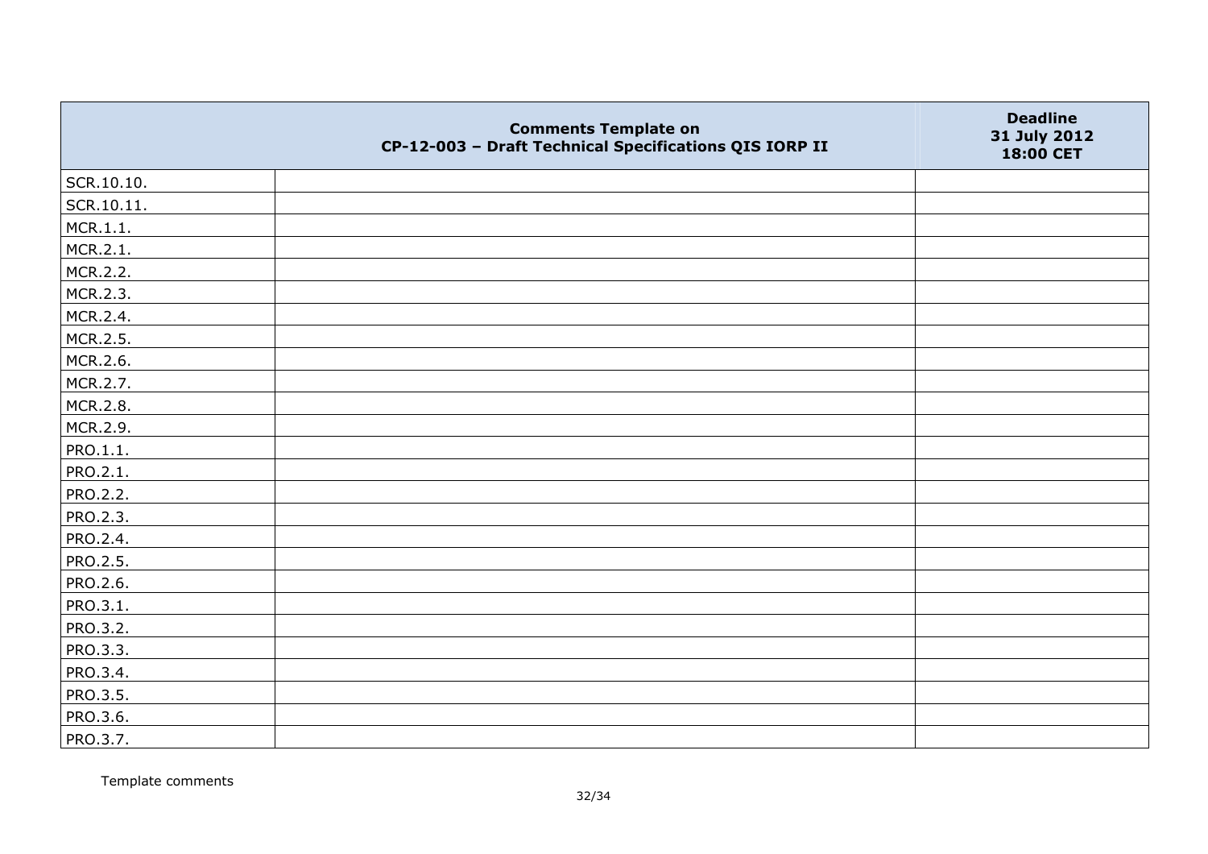| | Comments Template on CP-12-003 – Draft Technical Specifications QIS IORP II | Deadline 31 July 2012 18:00 CET |
|---|---|---|
| SCR.10.10. | | |
| SCR.10.11. | | |
| MCR.1.1. | | |
| MCR.2.1. | | |
| MCR.2.2. | | |
| MCR.2.3. | | |
| MCR.2.4. | | |
| MCR.2.5. | | |
| MCR.2.6. | | |
| MCR.2.7. | | |
| MCR.2.8. | | |
| MCR.2.9. | | |
| PRO.1.1. | | |
| PRO.2.1. | | |
| PRO.2.2. | | |
| PRO.2.3. | | |
| PRO.2.4. | | |
| PRO.2.5. | | |
| PRO.2.6. | | |
| PRO.3.1. | | |
| PRO.3.2. | | |
| PRO.3.3. | | |
| PRO.3.4. | | |
| PRO.3.5. | | |
| PRO.3.6. | | |
| PRO.3.7. | | |

Template comments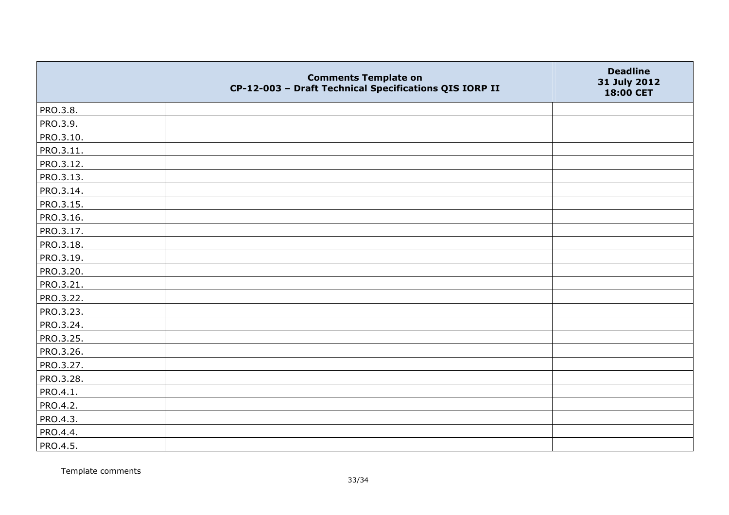|  | **Comments Template on CP-12-003 – Draft Technical Specifications QIS IORP II** | **Deadline 31 July 2012 18:00 CET** |
|---|---|---|
| PRO.3.8. |  |  |
| PRO.3.9. |  |  |
| PRO.3.10. |  |  |
| PRO.3.11. |  |  |
| PRO.3.12. |  |  |
| PRO.3.13. |  |  |
| PRO.3.14. |  |  |
| PRO.3.15. |  |  |
| PRO.3.16. |  |  |
| PRO.3.17. |  |  |
| PRO.3.18. |  |  |
| PRO.3.19. |  |  |
| PRO.3.20. |  |  |
| PRO.3.21. |  |  |
| PRO.3.22. |  |  |
| PRO.3.23. |  |  |
| PRO.3.24. |  |  |
| PRO.3.25. |  |  |
| PRO.3.26. |  |  |
| PRO.3.27. |  |  |
| PRO.3.28. |  |  |
| PRO.4.1. |  |  |
| PRO.4.2. |  |  |
| PRO.4.3. |  |  |
| PRO.4.4. |  |  |
| PRO.4.5. |  |  |

Template comments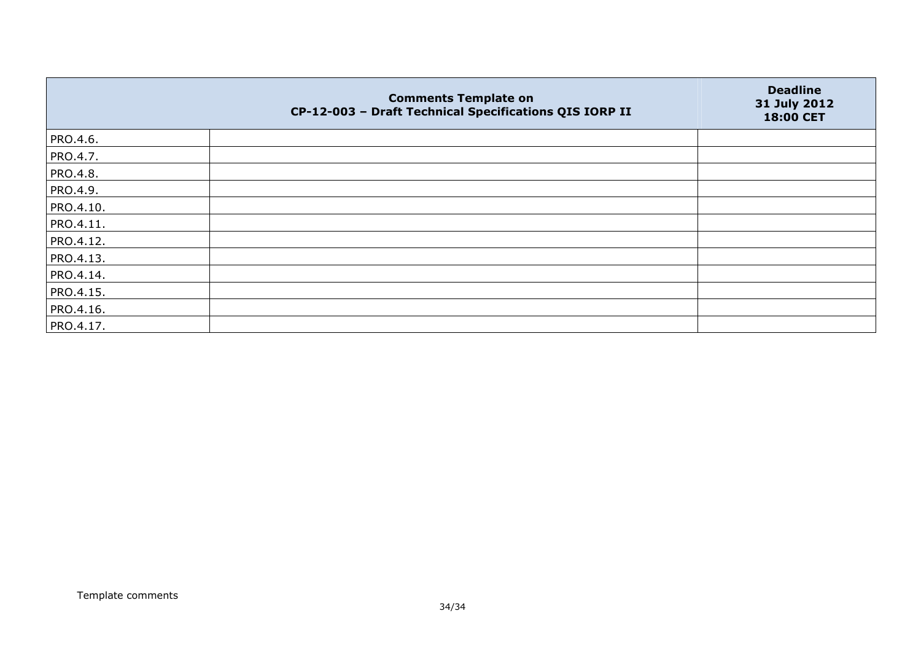| | Comments Template on CP-12-003 – Draft Technical Specifications QIS IORP II | Deadline 31 July 2012 18:00 CET |
|---|---|---|
| PRO.4.6. | | |
| PRO.4.7. | | |
| PRO.4.8. | | |
| PRO.4.9. | | |
| PRO.4.10. | | |
| PRO.4.11. | | |
| PRO.4.12. | | |
| PRO.4.13. | | |
| PRO.4.14. | | |
| PRO.4.15. | | |
| PRO.4.16. | | |
| PRO.4.17. | | |